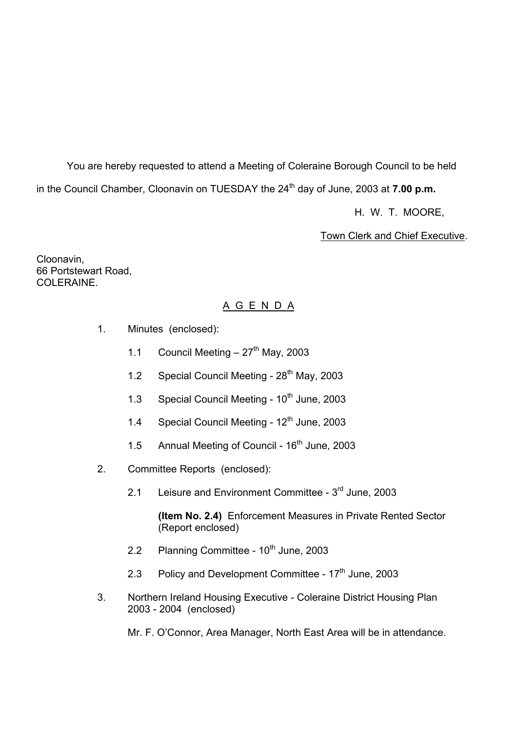You are hereby requested to attend a Meeting of Coleraine Borough Council to be held in the Council Chamber, Cloonavin on TUESDAY the 24th day of June, 2003 at **7.00 p.m.**

H. W. T. MOORE,

Town Clerk and Chief Executive.

Cloonavin,
66 Portstewart Road,
COLERAINE.

# A G E N D A

1. Minutes (enclosed):

   1.1 Council Meeting – 27th May, 2003

   1.2 Special Council Meeting - 28th May, 2003

   1.3 Special Council Meeting - 10th June, 2003

   1.4 Special Council Meeting - 12th June, 2003

   1.5 Annual Meeting of Council - 16th June, 2003

2. Committee Reports (enclosed):

   2.1 Leisure and Environment Committee - 3rd June, 2003

   **(Item No. 2.4)** Enforcement Measures in Private Rented Sector (Report enclosed)

   2.2 Planning Committee - 10th June, 2003

   2.3 Policy and Development Committee - 17th June, 2003

3. Northern Ireland Housing Executive - Coleraine District Housing Plan 2003 - 2004 (enclosed)

   Mr. F. O'Connor, Area Manager, North East Area will be in attendance.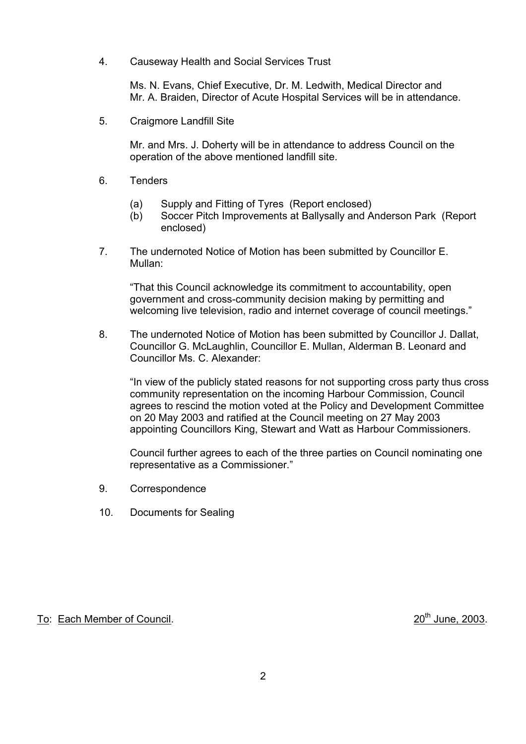4. Causeway Health and Social Services Trust

   Ms. N. Evans, Chief Executive, Dr. M. Ledwith, Medical Director and Mr. A. Braiden, Director of Acute Hospital Services will be in attendance.

5. Craigmore Landfill Site

   Mr. and Mrs. J. Doherty will be in attendance to address Council on the operation of the above mentioned landfill site.

6. Tenders

   (a) Supply and Fitting of Tyres (Report enclosed)
   (b) Soccer Pitch Improvements at Ballysally and Anderson Park (Report enclosed)

7. The undernoted Notice of Motion has been submitted by Councillor E. Mullan:

   "That this Council acknowledge its commitment to accountability, open government and cross-community decision making by permitting and welcoming live television, radio and internet coverage of council meetings."

8. The undernoted Notice of Motion has been submitted by Councillor J. Dallat, Councillor G. McLaughlin, Councillor E. Mullan, Alderman B. Leonard and Councillor Ms. C. Alexander:

   "In view of the publicly stated reasons for not supporting cross party thus cross community representation on the incoming Harbour Commission, Council agrees to rescind the motion voted at the Policy and Development Committee on 20 May 2003 and ratified at the Council meeting on 27 May 2003 appointing Councillors King, Stewart and Watt as Harbour Commissioners.

   Council further agrees to each of the three parties on Council nominating one representative as a Commissioner."

9. Correspondence

10. Documents for Sealing

To: Each Member of Council. 20th June, 2003.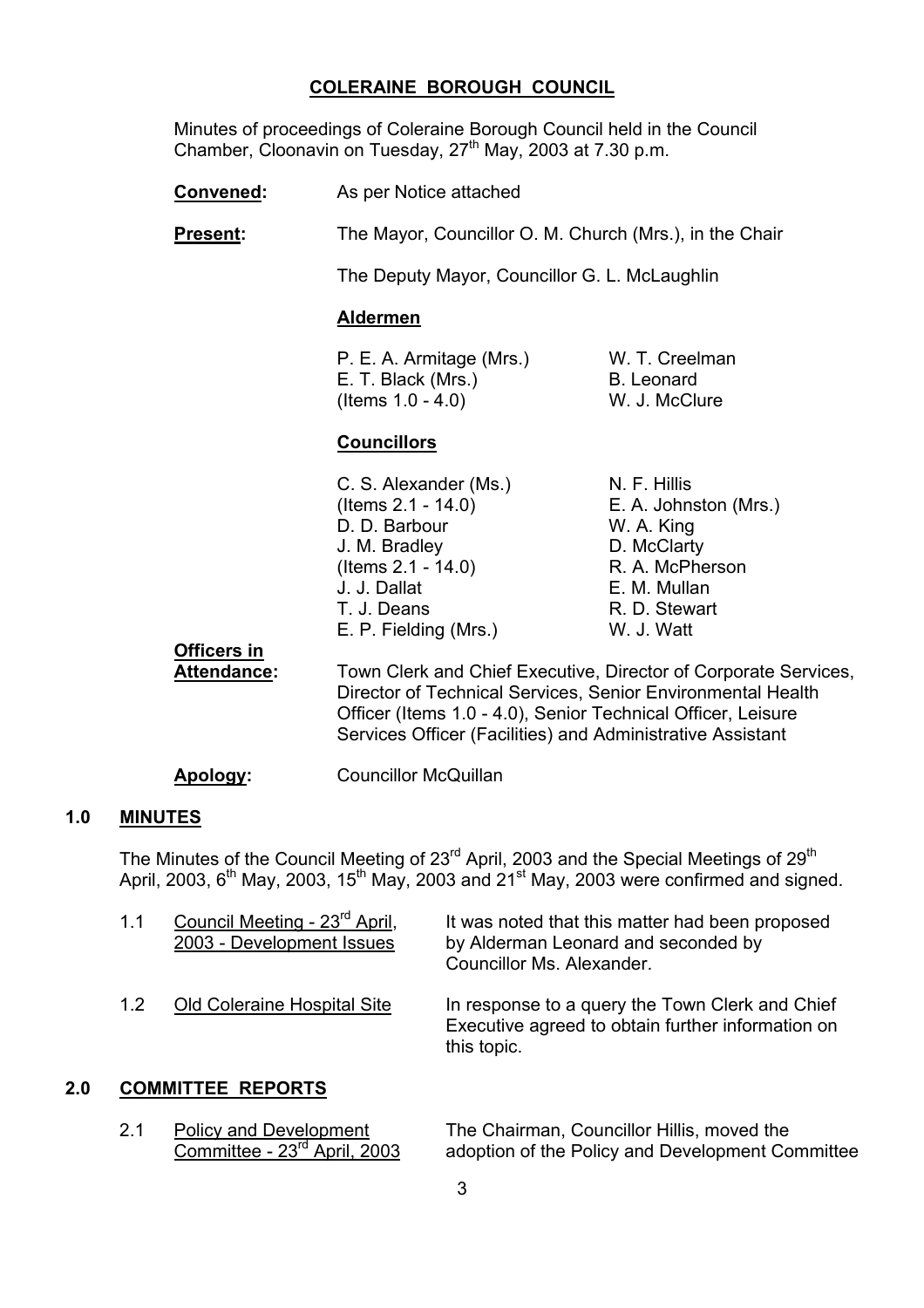# COLERAINE BOROUGH COUNCIL

Minutes of proceedings of Coleraine Borough Council held in the Council Chamber, Cloonavin on Tuesday, 27th May, 2003 at 7.30 p.m.

**Convened:** As per Notice attached

**Present:** The Mayor, Councillor O. M. Church (Mrs.), in the Chair

The Deputy Mayor, Councillor G. L. McLaughlin

**Aldermen**

P. E. A. Armitage (Mrs.)
E. T. Black (Mrs.) (Items 1.0 - 4.0)
W. T. Creelman
B. Leonard
W. J. McClure

**Councillors**

C. S. Alexander (Ms.) (Items 2.1 - 14.0)
D. D. Barbour
J. M. Bradley (Items 2.1 - 14.0)
J. J. Dallat
T. J. Deans
E. P. Fielding (Mrs.)
N. F. Hillis
E. A. Johnston (Mrs.)
W. A. King
D. McClarty
R. A. McPherson
E. M. Mullan
R. D. Stewart
W. J. Watt

**Officers in Attendance:** Town Clerk and Chief Executive, Director of Corporate Services, Director of Technical Services, Senior Environmental Health Officer (Items 1.0 - 4.0), Senior Technical Officer, Leisure Services Officer (Facilities) and Administrative Assistant

**Apology:** Councillor McQuillan

## 1.0 MINUTES

The Minutes of the Council Meeting of 23rd April, 2003 and the Special Meetings of 29th April, 2003, 6th May, 2003, 15th May, 2003 and 21st May, 2003 were confirmed and signed.

1.1 Council Meeting - 23rd April, 2003 - Development Issues

It was noted that this matter had been proposed by Alderman Leonard and seconded by Councillor Ms. Alexander.

1.2 Old Coleraine Hospital Site

In response to a query the Town Clerk and Chief Executive agreed to obtain further information on this topic.

## 2.0 COMMITTEE REPORTS

2.1 Policy and Development Committee - 23rd April, 2003

The Chairman, Councillor Hillis, moved the adoption of the Policy and Development Committee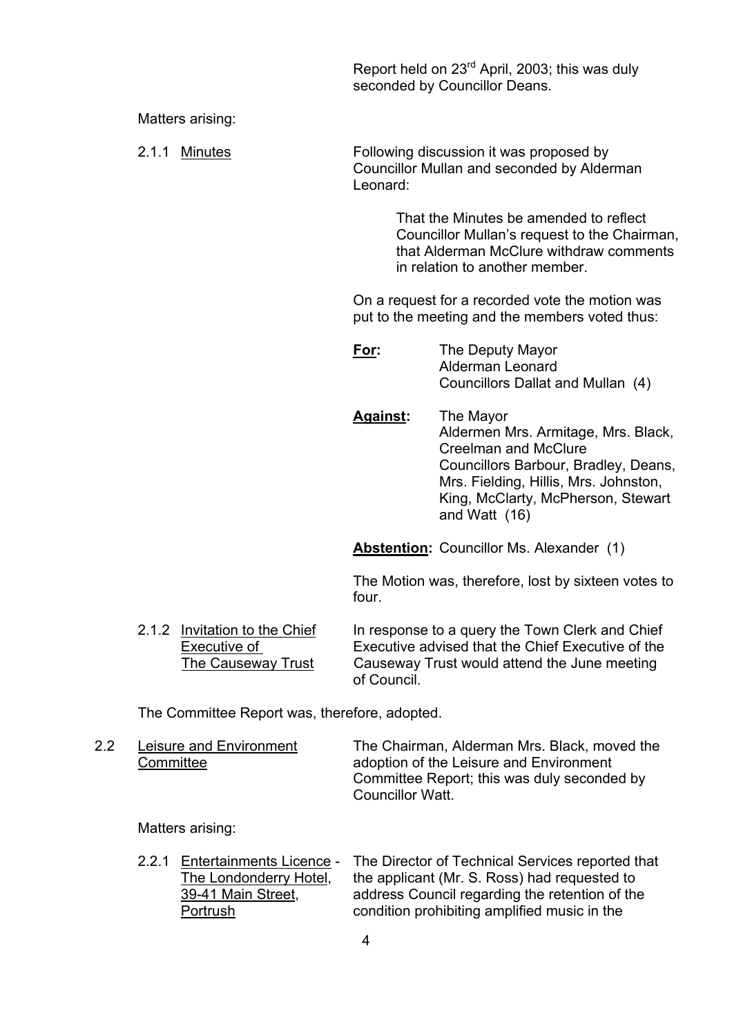Report held on 23rd April, 2003; this was duly seconded by Councillor Deans.

Matters arising:

2.1.1 Minutes

Following discussion it was proposed by Councillor Mullan and seconded by Alderman Leonard:

> That the Minutes be amended to reflect Councillor Mullan's request to the Chairman, that Alderman McClure withdraw comments in relation to another member.

On a request for a recorded vote the motion was put to the meeting and the members voted thus:

**For:** The Deputy Mayor
Alderman Leonard
Councillors Dallat and Mullan (4)

**Against:** The Mayor
Aldermen Mrs. Armitage, Mrs. Black, Creelman and McClure
Councillors Barbour, Bradley, Deans, Mrs. Fielding, Hillis, Mrs. Johnston, King, McClarty, McPherson, Stewart and Watt (16)

**Abstention:** Councillor Ms. Alexander (1)

The Motion was, therefore, lost by sixteen votes to four.

2.1.2 Invitation to the Chief Executive of The Causeway Trust

In response to a query the Town Clerk and Chief Executive advised that the Chief Executive of the Causeway Trust would attend the June meeting of Council.

The Committee Report was, therefore, adopted.

2.2 Leisure and Environment Committee

The Chairman, Alderman Mrs. Black, moved the adoption of the Leisure and Environment Committee Report; this was duly seconded by Councillor Watt.

Matters arising:

2.2.1 Entertainments Licence - The Londonderry Hotel, 39-41 Main Street, Portrush

The Director of Technical Services reported that the applicant (Mr. S. Ross) had requested to address Council regarding the retention of the condition prohibiting amplified music in the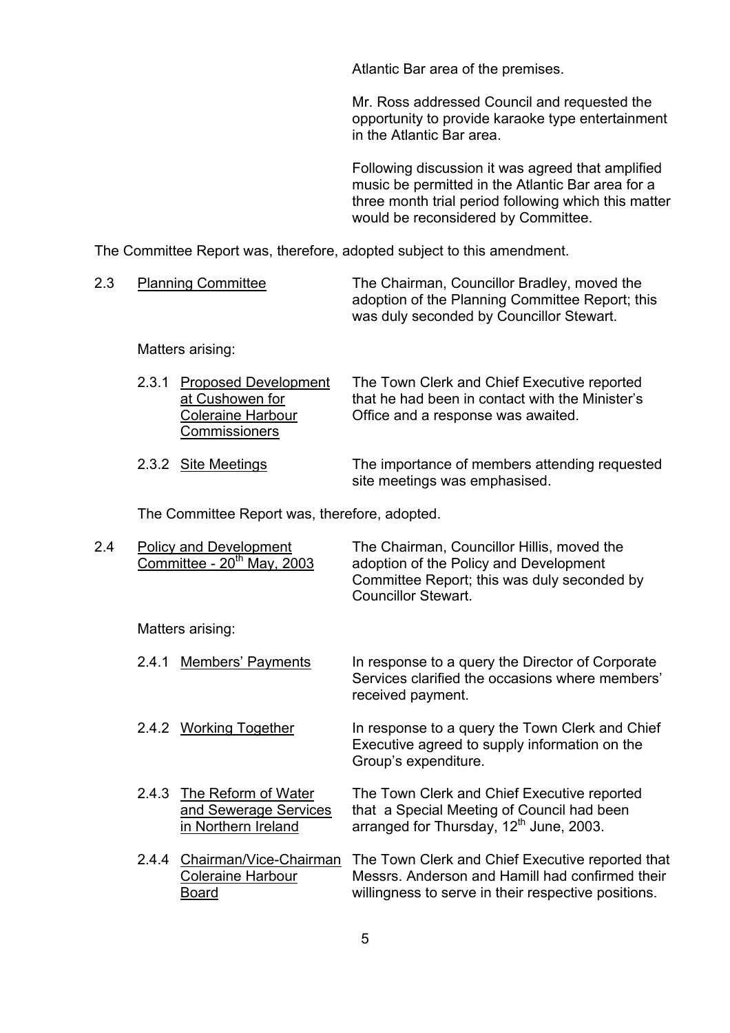Atlantic Bar area of the premises.

Mr. Ross addressed Council and requested the opportunity to provide karaoke type entertainment in the Atlantic Bar area.

Following discussion it was agreed that amplified music be permitted in the Atlantic Bar area for a three month trial period following which this matter would be reconsidered by Committee.

The Committee Report was, therefore, adopted subject to this amendment.

2.3 Planning Committee — The Chairman, Councillor Bradley, moved the adoption of the Planning Committee Report; this was duly seconded by Councillor Stewart.

Matters arising:

2.3.1 Proposed Development at Cushowen for Coleraine Harbour Commissioners — The Town Clerk and Chief Executive reported that he had been in contact with the Minister's Office and a response was awaited.

2.3.2 Site Meetings — The importance of members attending requested site meetings was emphasised.

The Committee Report was, therefore, adopted.

2.4 Policy and Development Committee - 20th May, 2003 — The Chairman, Councillor Hillis, moved the adoption of the Policy and Development Committee Report; this was duly seconded by Councillor Stewart.

Matters arising:

2.4.1 Members' Payments — In response to a query the Director of Corporate Services clarified the occasions where members' received payment.

2.4.2 Working Together — In response to a query the Town Clerk and Chief Executive agreed to supply information on the Group's expenditure.

2.4.3 The Reform of Water and Sewerage Services in Northern Ireland — The Town Clerk and Chief Executive reported that a Special Meeting of Council had been arranged for Thursday, 12th June, 2003.

2.4.4 Chairman/Vice-Chairman Coleraine Harbour Board — The Town Clerk and Chief Executive reported that Messrs. Anderson and Hamill had confirmed their willingness to serve in their respective positions.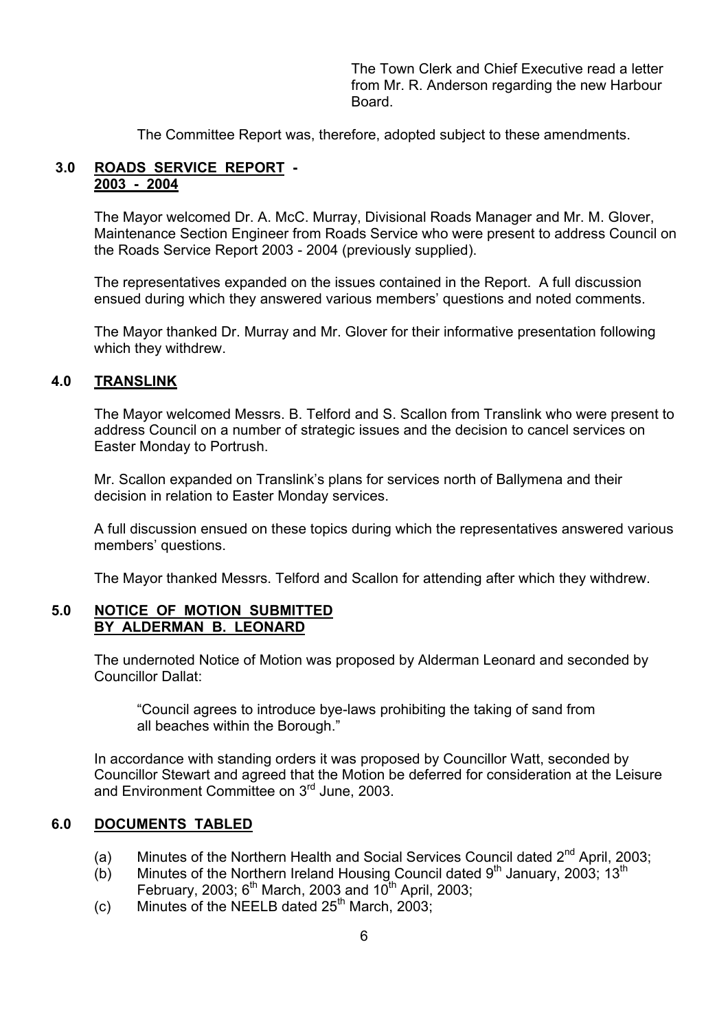The Town Clerk and Chief Executive read a letter from Mr. R. Anderson regarding the new Harbour Board.

The Committee Report was, therefore, adopted subject to these amendments.

## 3.0 ROADS SERVICE REPORT - 2003 - 2004

The Mayor welcomed Dr. A. McC. Murray, Divisional Roads Manager and Mr. M. Glover, Maintenance Section Engineer from Roads Service who were present to address Council on the Roads Service Report 2003 - 2004 (previously supplied).

The representatives expanded on the issues contained in the Report. A full discussion ensued during which they answered various members' questions and noted comments.

The Mayor thanked Dr. Murray and Mr. Glover for their informative presentation following which they withdrew.

## 4.0 TRANSLINK

The Mayor welcomed Messrs. B. Telford and S. Scallon from Translink who were present to address Council on a number of strategic issues and the decision to cancel services on Easter Monday to Portrush.

Mr. Scallon expanded on Translink's plans for services north of Ballymena and their decision in relation to Easter Monday services.

A full discussion ensued on these topics during which the representatives answered various members' questions.

The Mayor thanked Messrs. Telford and Scallon for attending after which they withdrew.

## 5.0 NOTICE OF MOTION SUBMITTED BY ALDERMAN B. LEONARD

The undernoted Notice of Motion was proposed by Alderman Leonard and seconded by Councillor Dallat:

> "Council agrees to introduce bye-laws prohibiting the taking of sand from all beaches within the Borough."

In accordance with standing orders it was proposed by Councillor Watt, seconded by Councillor Stewart and agreed that the Motion be deferred for consideration at the Leisure and Environment Committee on 3rd June, 2003.

## 6.0 DOCUMENTS TABLED

(a) Minutes of the Northern Health and Social Services Council dated 2nd April, 2003;
(b) Minutes of the Northern Ireland Housing Council dated 9th January, 2003; 13th February, 2003; 6th March, 2003 and 10th April, 2003;
(c) Minutes of the NEELB dated 25th March, 2003;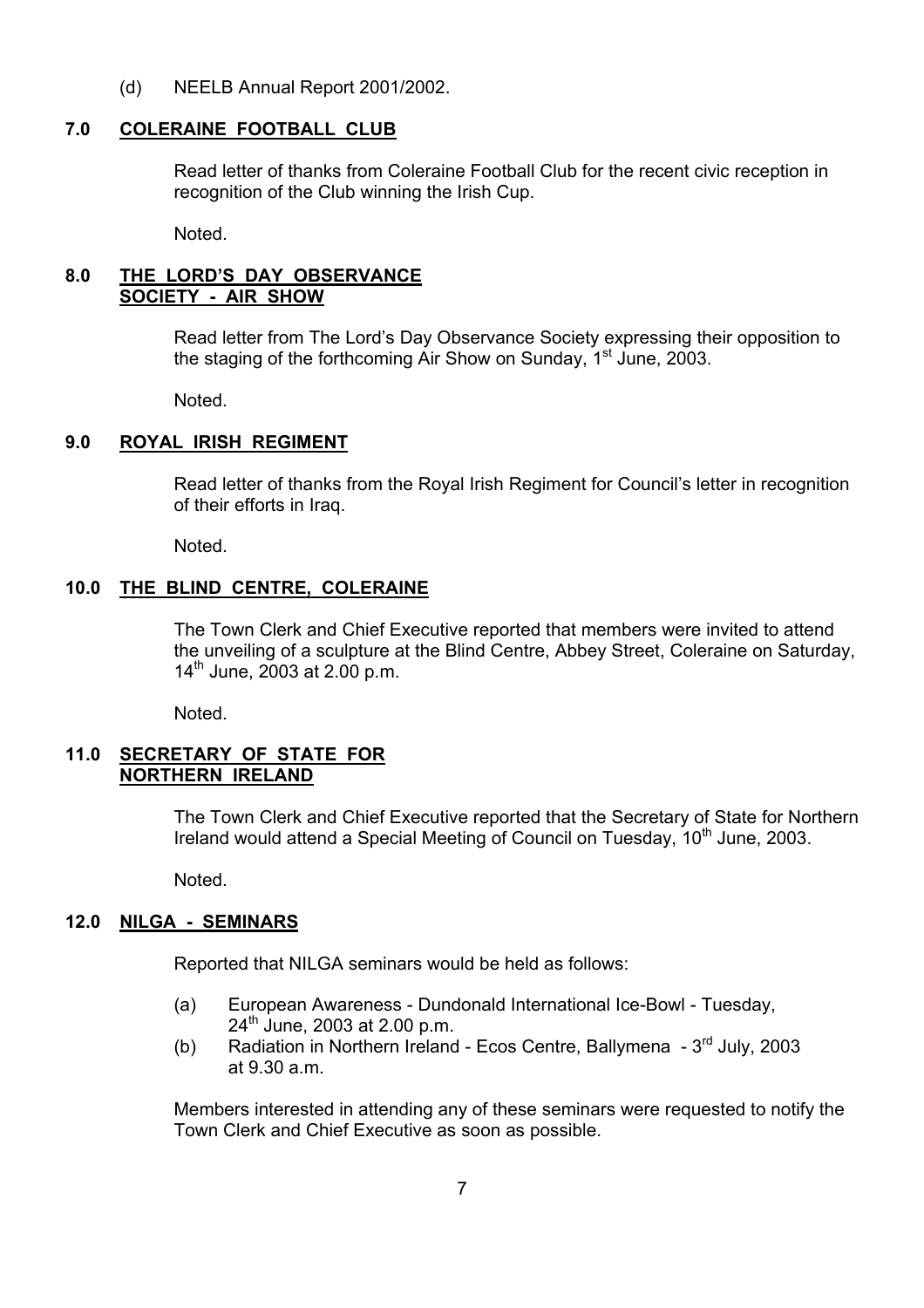(d) NEELB Annual Report 2001/2002.

## 7.0 COLERAINE FOOTBALL CLUB

Read letter of thanks from Coleraine Football Club for the recent civic reception in recognition of the Club winning the Irish Cup.

Noted.

## 8.0 THE LORD'S DAY OBSERVANCE SOCIETY - AIR SHOW

Read letter from The Lord's Day Observance Society expressing their opposition to the staging of the forthcoming Air Show on Sunday, 1st June, 2003.

Noted.

## 9.0 ROYAL IRISH REGIMENT

Read letter of thanks from the Royal Irish Regiment for Council's letter in recognition of their efforts in Iraq.

Noted.

## 10.0 THE BLIND CENTRE, COLERAINE

The Town Clerk and Chief Executive reported that members were invited to attend the unveiling of a sculpture at the Blind Centre, Abbey Street, Coleraine on Saturday, 14th June, 2003 at 2.00 p.m.

Noted.

## 11.0 SECRETARY OF STATE FOR NORTHERN IRELAND

The Town Clerk and Chief Executive reported that the Secretary of State for Northern Ireland would attend a Special Meeting of Council on Tuesday, 10th June, 2003.

Noted.

## 12.0 NILGA - SEMINARS

Reported that NILGA seminars would be held as follows:

(a) European Awareness - Dundonald International Ice-Bowl - Tuesday, 24th June, 2003 at 2.00 p.m.

(b) Radiation in Northern Ireland - Ecos Centre, Ballymena - 3rd July, 2003 at 9.30 a.m.

Members interested in attending any of these seminars were requested to notify the Town Clerk and Chief Executive as soon as possible.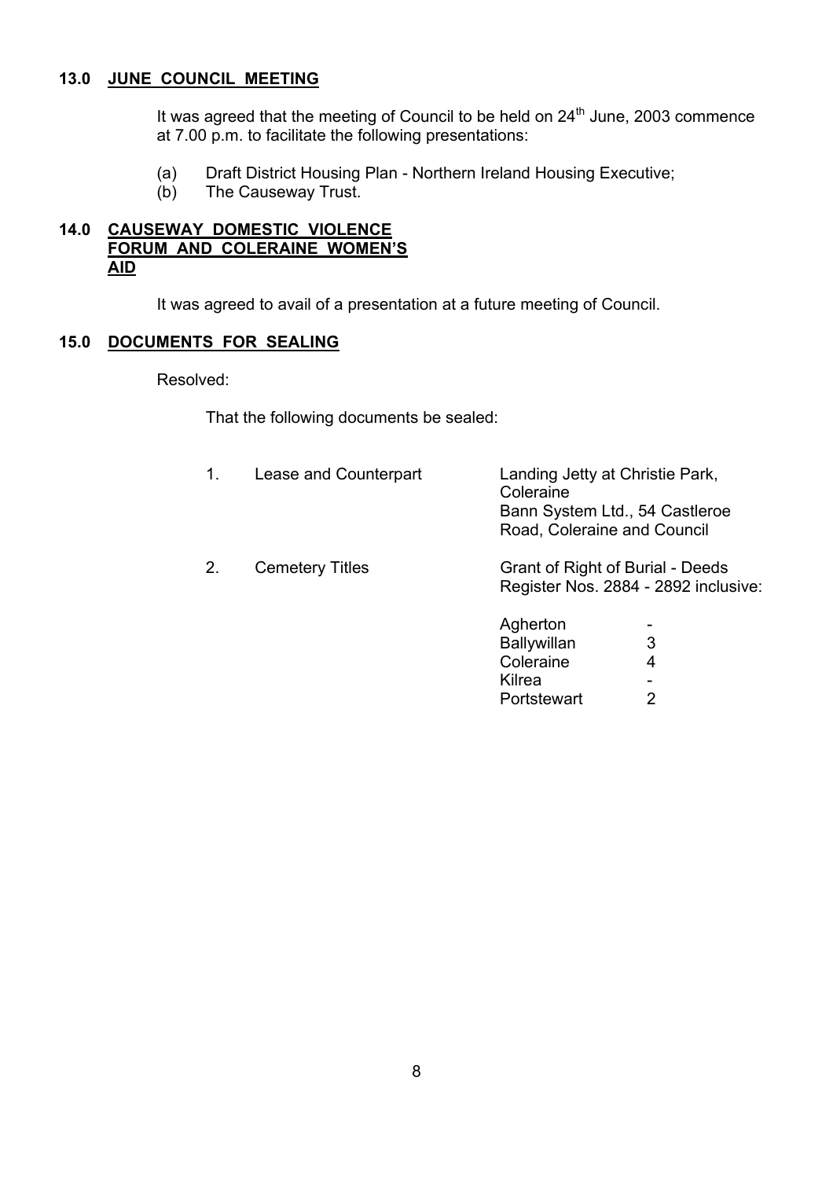## 13.0 JUNE COUNCIL MEETING

It was agreed that the meeting of Council to be held on 24th June, 2003 commence at 7.00 p.m. to facilitate the following presentations:

(a) Draft District Housing Plan - Northern Ireland Housing Executive;
(b) The Causeway Trust.

## 14.0 CAUSEWAY DOMESTIC VIOLENCE FORUM AND COLERAINE WOMEN'S AID

It was agreed to avail of a presentation at a future meeting of Council.

## 15.0 DOCUMENTS FOR SEALING

Resolved:

That the following documents be sealed:

| | | |
|---|---|---|
| 1. | Lease and Counterpart | Landing Jetty at Christie Park, Coleraine<br>Bann System Ltd., 54 Castleroe Road, Coleraine and Council |
| 2. | Cemetery Titles | Grant of Right of Burial - Deeds Register Nos. 2884 - 2892 inclusive: |

| | |
|---|---|
| Agherton | - |
| Ballywillan | 3 |
| Coleraine | 4 |
| Kilrea | - |
| Portstewart | 2 |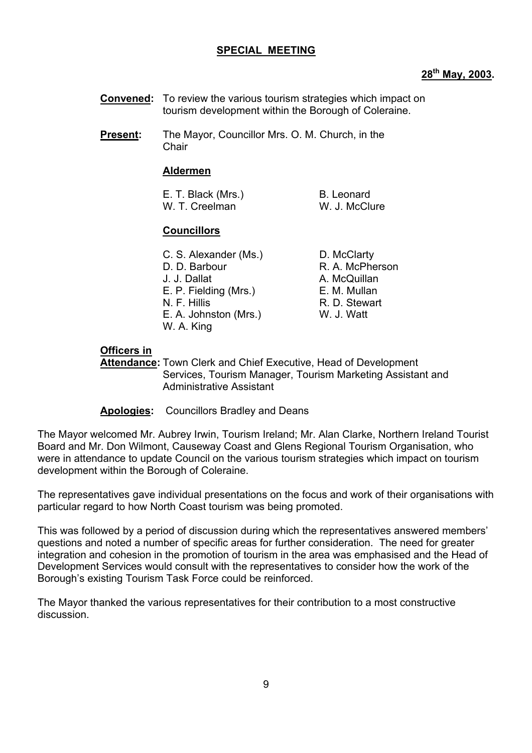## SPECIAL MEETING

**28th May, 2003.**

**Convened:** To review the various tourism strategies which impact on tourism development within the Borough of Coleraine.

**Present:** The Mayor, Councillor Mrs. O. M. Church, in the Chair

**Aldermen**

E. T. Black (Mrs.)
W. T. Creelman
B. Leonard
W. J. McClure

**Councillors**

C. S. Alexander (Ms.)
D. D. Barbour
J. J. Dallat
E. P. Fielding (Mrs.)
N. F. Hillis
E. A. Johnston (Mrs.)
W. A. King
D. McClarty
R. A. McPherson
A. McQuillan
E. M. Mullan
R. D. Stewart
W. J. Watt

**Officers in Attendance:** Town Clerk and Chief Executive, Head of Development Services, Tourism Manager, Tourism Marketing Assistant and Administrative Assistant

**Apologies:** Councillors Bradley and Deans

The Mayor welcomed Mr. Aubrey Irwin, Tourism Ireland; Mr. Alan Clarke, Northern Ireland Tourist Board and Mr. Don Wilmont, Causeway Coast and Glens Regional Tourism Organisation, who were in attendance to update Council on the various tourism strategies which impact on tourism development within the Borough of Coleraine.

The representatives gave individual presentations on the focus and work of their organisations with particular regard to how North Coast tourism was being promoted.

This was followed by a period of discussion during which the representatives answered members' questions and noted a number of specific areas for further consideration. The need for greater integration and cohesion in the promotion of tourism in the area was emphasised and the Head of Development Services would consult with the representatives to consider how the work of the Borough's existing Tourism Task Force could be reinforced.

The Mayor thanked the various representatives for their contribution to a most constructive discussion.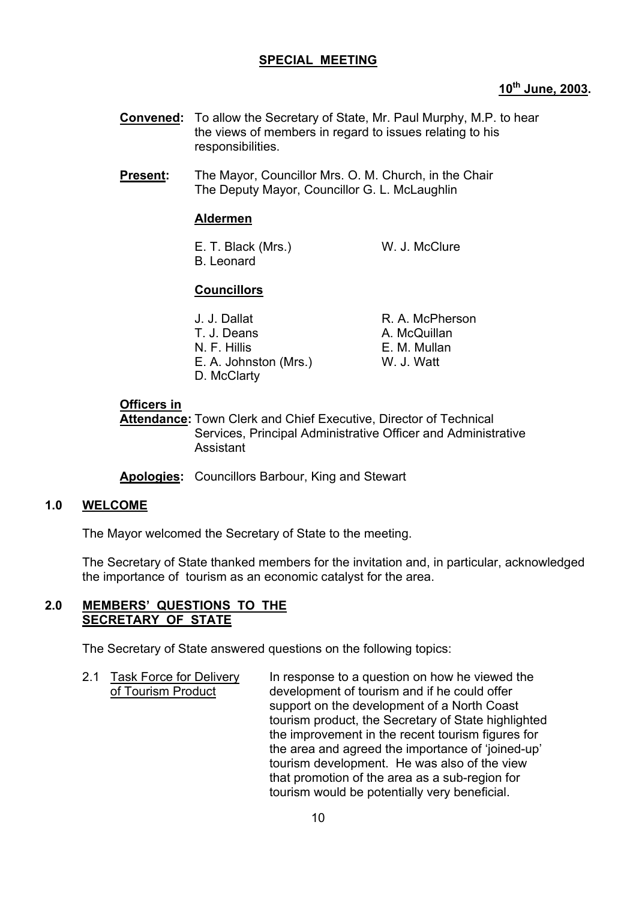**SPECIAL MEETING**

**10th June, 2003.**

**Convened:** To allow the Secretary of State, Mr. Paul Murphy, M.P. to hear the views of members in regard to issues relating to his responsibilities.

**Present:** The Mayor, Councillor Mrs. O. M. Church, in the Chair
The Deputy Mayor, Councillor G. L. McLaughlin

**Aldermen**

E. T. Black (Mrs.)
W. J. McClure
B. Leonard

**Councillors**

J. J. Dallat
R. A. McPherson
T. J. Deans
A. McQuillan
N. F. Hillis
E. M. Mullan
E. A. Johnston (Mrs.)
W. J. Watt
D. McClarty

**Officers in Attendance:** Town Clerk and Chief Executive, Director of Technical Services, Principal Administrative Officer and Administrative Assistant

**Apologies:** Councillors Barbour, King and Stewart

## 1.0 WELCOME

The Mayor welcomed the Secretary of State to the meeting.

The Secretary of State thanked members for the invitation and, in particular, acknowledged the importance of tourism as an economic catalyst for the area.

## 2.0 MEMBERS' QUESTIONS TO THE SECRETARY OF STATE

The Secretary of State answered questions on the following topics:

2.1 Task Force for Delivery of Tourism Product

In response to a question on how he viewed the development of tourism and if he could offer support on the development of a North Coast tourism product, the Secretary of State highlighted the improvement in the recent tourism figures for the area and agreed the importance of 'joined-up' tourism development. He was also of the view that promotion of the area as a sub-region for tourism would be potentially very beneficial.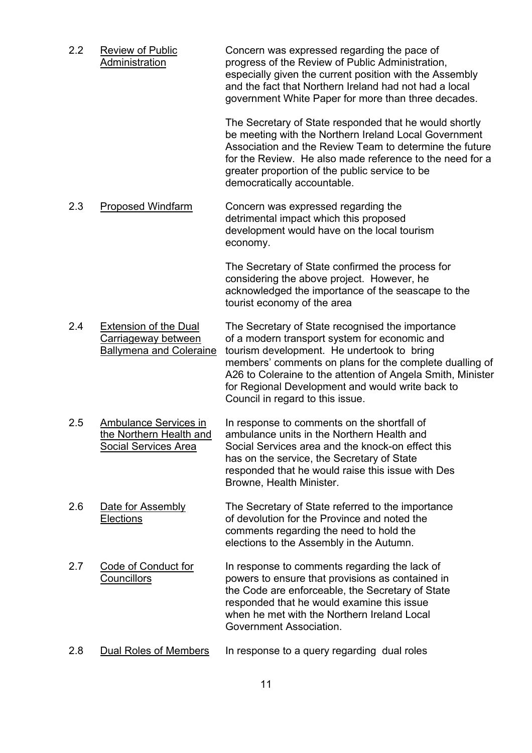| | | |
|---|---|---|
| 2.2 | <u>Review of Public Administration</u> | Concern was expressed regarding the pace of progress of the Review of Public Administration, especially given the current position with the Assembly and the fact that Northern Ireland had not had a local government White Paper for more than three decades.<br><br>The Secretary of State responded that he would shortly be meeting with the Northern Ireland Local Government Association and the Review Team to determine the future for the Review. He also made reference to the need for a greater proportion of the public service to be democratically accountable. |
| 2.3 | <u>Proposed Windfarm</u> | Concern was expressed regarding the detrimental impact which this proposed development would have on the local tourism economy.<br><br>The Secretary of State confirmed the process for considering the above project. However, he acknowledged the importance of the seascape to the tourist economy of the area |
| 2.4 | <u>Extension of the Dual Carriageway between Ballymena and Coleraine</u> | The Secretary of State recognised the importance of a modern transport system for economic and tourism development. He undertook to bring members' comments on plans for the complete dualling of A26 to Coleraine to the attention of Angela Smith, Minister for Regional Development and would write back to Council in regard to this issue. |
| 2.5 | <u>Ambulance Services in the Northern Health and Social Services Area</u> | In response to comments on the shortfall of ambulance units in the Northern Health and Social Services area and the knock-on effect this has on the service, the Secretary of State responded that he would raise this issue with Des Browne, Health Minister. |
| 2.6 | <u>Date for Assembly Elections</u> | The Secretary of State referred to the importance of devolution for the Province and noted the comments regarding the need to hold the elections to the Assembly in the Autumn. |
| 2.7 | <u>Code of Conduct for Councillors</u> | In response to comments regarding the lack of powers to ensure that provisions as contained in the Code are enforceable, the Secretary of State responded that he would examine this issue when he met with the Northern Ireland Local Government Association. |
| 2.8 | <u>Dual Roles of Members</u> | In response to a query regarding dual roles |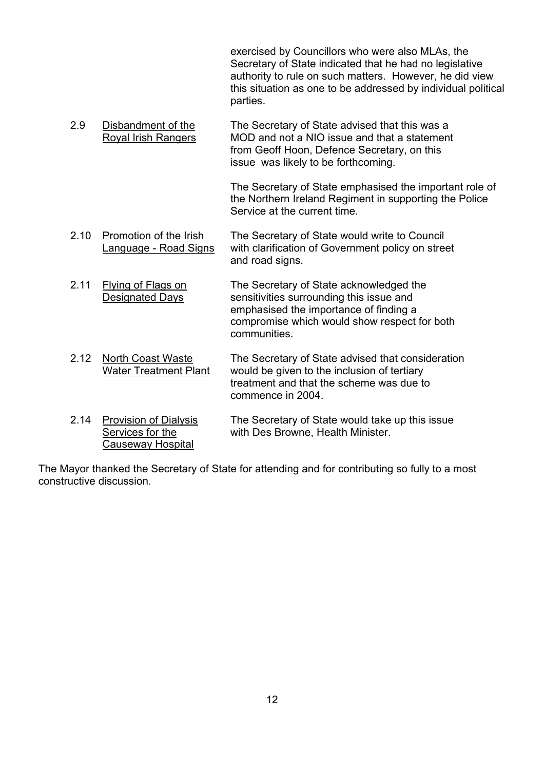exercised by Councillors who were also MLAs, the Secretary of State indicated that he had no legislative authority to rule on such matters. However, he did view this situation as one to be addressed by individual political parties.

| | | |
|---|---|---|
| 2.9 | Disbandment of the Royal Irish Rangers | The Secretary of State advised that this was a MOD and not a NIO issue and that a statement from Geoff Hoon, Defence Secretary, on this issue was likely to be forthcoming.<br><br>The Secretary of State emphasised the important role of the Northern Ireland Regiment in supporting the Police Service at the current time. |
| 2.10 | Promotion of the Irish Language - Road Signs | The Secretary of State would write to Council with clarification of Government policy on street and road signs. |
| 2.11 | Flying of Flags on Designated Days | The Secretary of State acknowledged the sensitivities surrounding this issue and emphasised the importance of finding a compromise which would show respect for both communities. |
| 2.12 | North Coast Waste Water Treatment Plant | The Secretary of State advised that consideration would be given to the inclusion of tertiary treatment and that the scheme was due to commence in 2004. |
| 2.14 | Provision of Dialysis Services for the Causeway Hospital | The Secretary of State would take up this issue with Des Browne, Health Minister. |

The Mayor thanked the Secretary of State for attending and for contributing so fully to a most constructive discussion.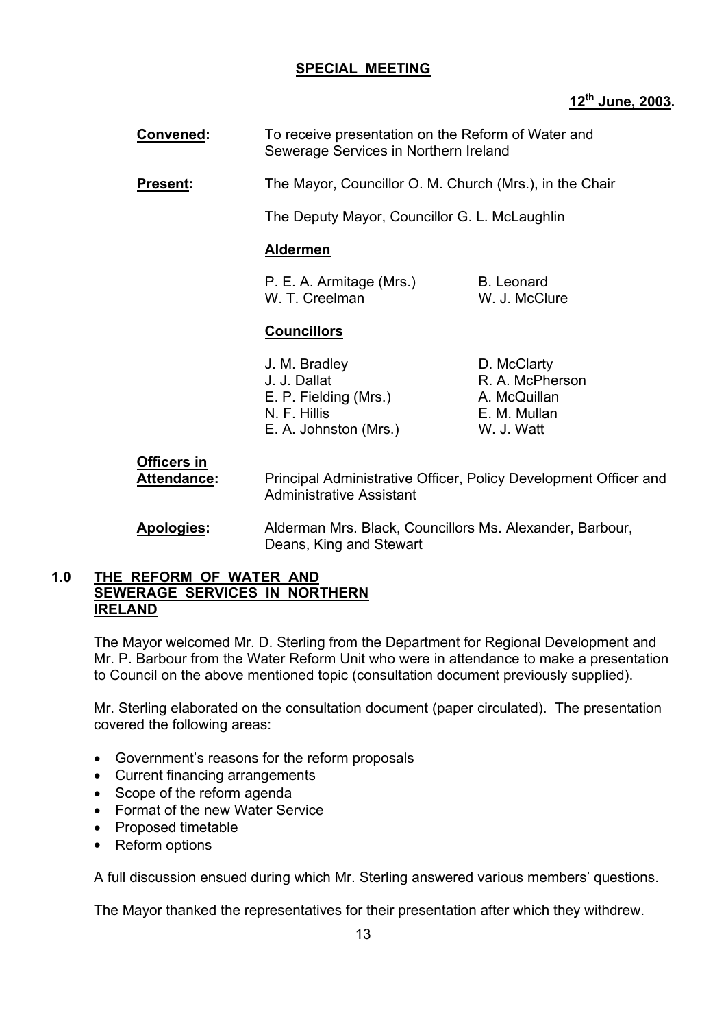## SPECIAL MEETING

**12th June, 2003.**

**Convened:** To receive presentation on the Reform of Water and Sewerage Services in Northern Ireland

**Present:** The Mayor, Councillor O. M. Church (Mrs.), in the Chair

The Deputy Mayor, Councillor G. L. McLaughlin

**Aldermen**

| | |
|---|---|
| P. E. A. Armitage (Mrs.) | B. Leonard |
| W. T. Creelman | W. J. McClure |

**Councillors**

| | |
|---|---|
| J. M. Bradley | D. McClarty |
| J. J. Dallat | R. A. McPherson |
| E. P. Fielding (Mrs.) | A. McQuillan |
| N. F. Hillis | E. M. Mullan |
| E. A. Johnston (Mrs.) | W. J. Watt |

**Officers in Attendance:** Principal Administrative Officer, Policy Development Officer and Administrative Assistant

**Apologies:** Alderman Mrs. Black, Councillors Ms. Alexander, Barbour, Deans, King and Stewart

### 1.0 THE REFORM OF WATER AND SEWERAGE SERVICES IN NORTHERN IRELAND

The Mayor welcomed Mr. D. Sterling from the Department for Regional Development and Mr. P. Barbour from the Water Reform Unit who were in attendance to make a presentation to Council on the above mentioned topic (consultation document previously supplied).

Mr. Sterling elaborated on the consultation document (paper circulated). The presentation covered the following areas:

- Government's reasons for the reform proposals
- Current financing arrangements
- Scope of the reform agenda
- Format of the new Water Service
- Proposed timetable
- Reform options

A full discussion ensued during which Mr. Sterling answered various members' questions.

The Mayor thanked the representatives for their presentation after which they withdrew.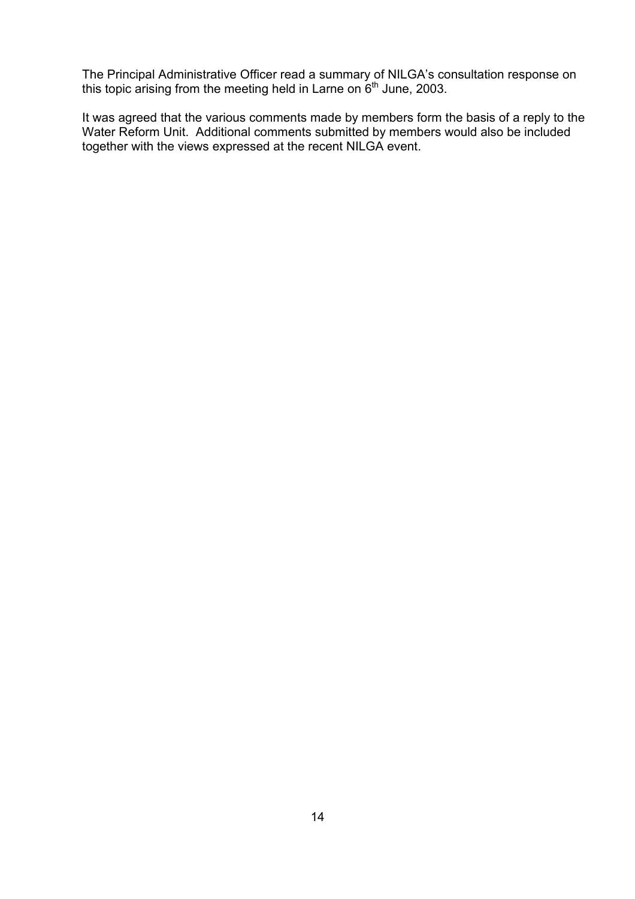The Principal Administrative Officer read a summary of NILGA's consultation response on this topic arising from the meeting held in Larne on 6th June, 2003.

It was agreed that the various comments made by members form the basis of a reply to the Water Reform Unit. Additional comments submitted by members would also be included together with the views expressed at the recent NILGA event.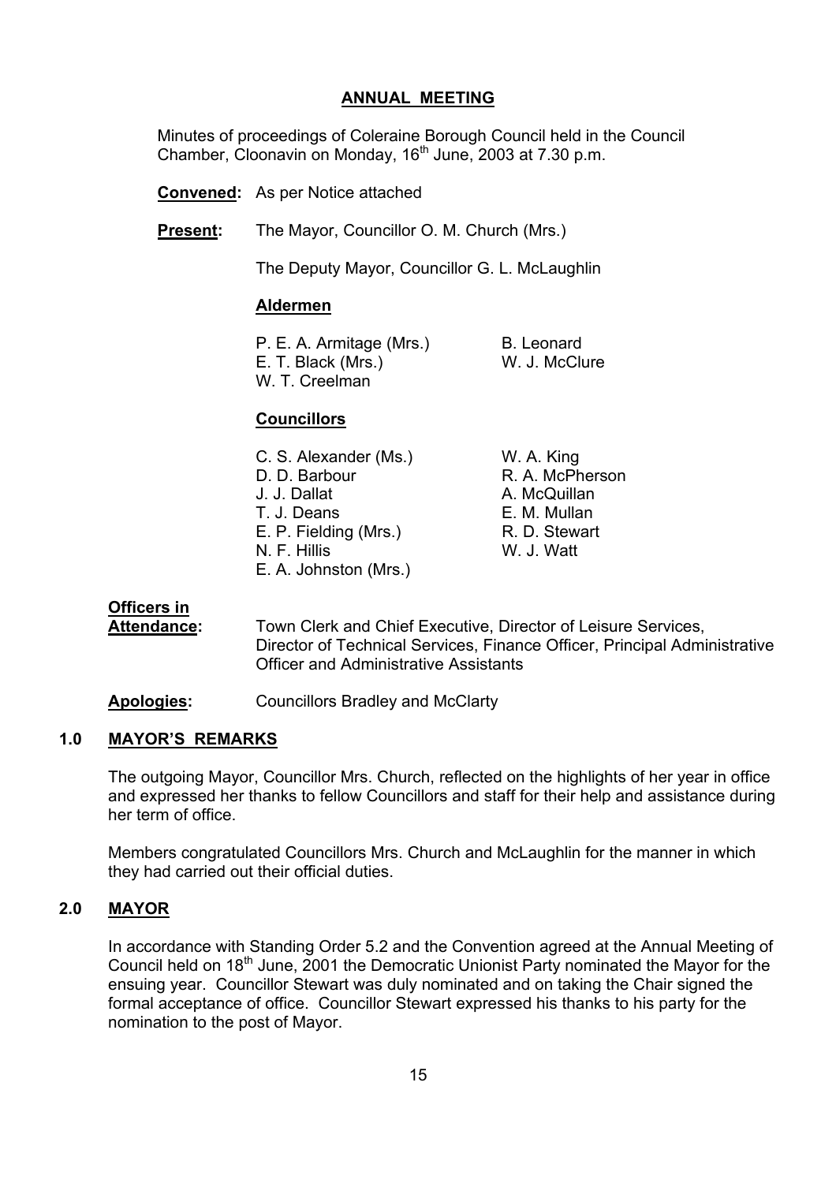## ANNUAL MEETING

Minutes of proceedings of Coleraine Borough Council held in the Council Chamber, Cloonavin on Monday, 16th June, 2003 at 7.30 p.m.

**Convened:** As per Notice attached

**Present:** The Mayor, Councillor O. M. Church (Mrs.)

The Deputy Mayor, Councillor G. L. McLaughlin

**Aldermen**

P. E. A. Armitage (Mrs.)
E. T. Black (Mrs.)
W. T. Creelman
B. Leonard
W. J. McClure

**Councillors**

C. S. Alexander (Ms.)
D. D. Barbour
J. J. Dallat
T. J. Deans
E. P. Fielding (Mrs.)
N. F. Hillis
E. A. Johnston (Mrs.)
W. A. King
R. A. McPherson
A. McQuillan
E. M. Mullan
R. D. Stewart
W. J. Watt

**Officers in Attendance:** Town Clerk and Chief Executive, Director of Leisure Services, Director of Technical Services, Finance Officer, Principal Administrative Officer and Administrative Assistants

**Apologies:** Councillors Bradley and McClarty

### 1.0 MAYOR'S REMARKS

The outgoing Mayor, Councillor Mrs. Church, reflected on the highlights of her year in office and expressed her thanks to fellow Councillors and staff for their help and assistance during her term of office.

Members congratulated Councillors Mrs. Church and McLaughlin for the manner in which they had carried out their official duties.

### 2.0 MAYOR

In accordance with Standing Order 5.2 and the Convention agreed at the Annual Meeting of Council held on 18th June, 2001 the Democratic Unionist Party nominated the Mayor for the ensuing year. Councillor Stewart was duly nominated and on taking the Chair signed the formal acceptance of office. Councillor Stewart expressed his thanks to his party for the nomination to the post of Mayor.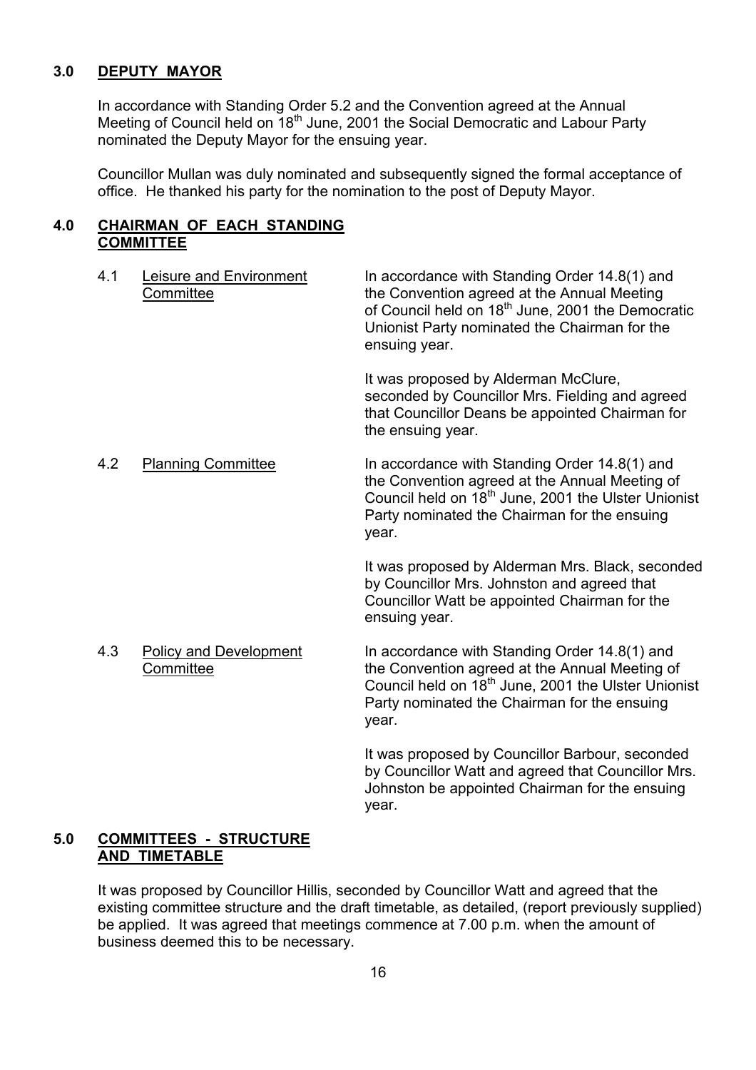## 3.0 DEPUTY MAYOR

In accordance with Standing Order 5.2 and the Convention agreed at the Annual Meeting of Council held on 18th June, 2001 the Social Democratic and Labour Party nominated the Deputy Mayor for the ensuing year.

Councillor Mullan was duly nominated and subsequently signed the formal acceptance of office. He thanked his party for the nomination to the post of Deputy Mayor.

## 4.0 CHAIRMAN OF EACH STANDING COMMITTEE

4.1 Leisure and Environment Committee

In accordance with Standing Order 14.8(1) and the Convention agreed at the Annual Meeting of Council held on 18th June, 2001 the Democratic Unionist Party nominated the Chairman for the ensuing year.

It was proposed by Alderman McClure, seconded by Councillor Mrs. Fielding and agreed that Councillor Deans be appointed Chairman for the ensuing year.

4.2 Planning Committee

In accordance with Standing Order 14.8(1) and the Convention agreed at the Annual Meeting of Council held on 18th June, 2001 the Ulster Unionist Party nominated the Chairman for the ensuing year.

It was proposed by Alderman Mrs. Black, seconded by Councillor Mrs. Johnston and agreed that Councillor Watt be appointed Chairman for the ensuing year.

4.3 Policy and Development Committee

In accordance with Standing Order 14.8(1) and the Convention agreed at the Annual Meeting of Council held on 18th June, 2001 the Ulster Unionist Party nominated the Chairman for the ensuing year.

It was proposed by Councillor Barbour, seconded by Councillor Watt and agreed that Councillor Mrs. Johnston be appointed Chairman for the ensuing year.

## 5.0 COMMITTEES - STRUCTURE AND TIMETABLE

It was proposed by Councillor Hillis, seconded by Councillor Watt and agreed that the existing committee structure and the draft timetable, as detailed, (report previously supplied) be applied. It was agreed that meetings commence at 7.00 p.m. when the amount of business deemed this to be necessary.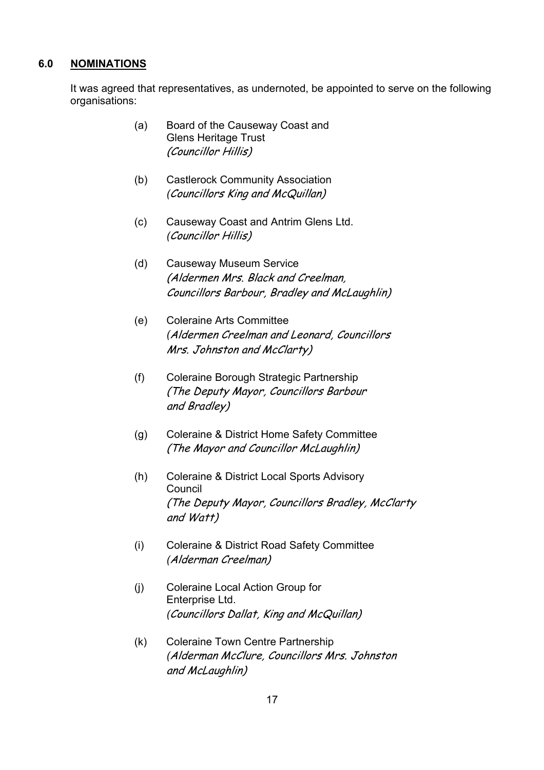## 6.0 **NOMINATIONS**

It was agreed that representatives, as undernoted, be appointed to serve on the following organisations:

(a) Board of the Causeway Coast and Glens Heritage Trust
*(Councillor Hillis)*

(b) Castlerock Community Association
*(Councillors King and McQuillan)*

(c) Causeway Coast and Antrim Glens Ltd.
*(Councillor Hillis)*

(d) Causeway Museum Service
*(Aldermen Mrs. Black and Creelman, Councillors Barbour, Bradley and McLaughlin)*

(e) Coleraine Arts Committee
*(Aldermen Creelman and Leonard, Councillors Mrs. Johnston and McClarty)*

(f) Coleraine Borough Strategic Partnership
*(The Deputy Mayor, Councillors Barbour and Bradley)*

(g) Coleraine & District Home Safety Committee
*(The Mayor and Councillor McLaughlin)*

(h) Coleraine & District Local Sports Advisory Council
*(The Deputy Mayor, Councillors Bradley, McClarty and Watt)*

(i) Coleraine & District Road Safety Committee
*(Alderman Creelman)*

(j) Coleraine Local Action Group for Enterprise Ltd.
*(Councillors Dallat, King and McQuillan)*

(k) Coleraine Town Centre Partnership
*(Alderman McClure, Councillors Mrs. Johnston and McLaughlin)*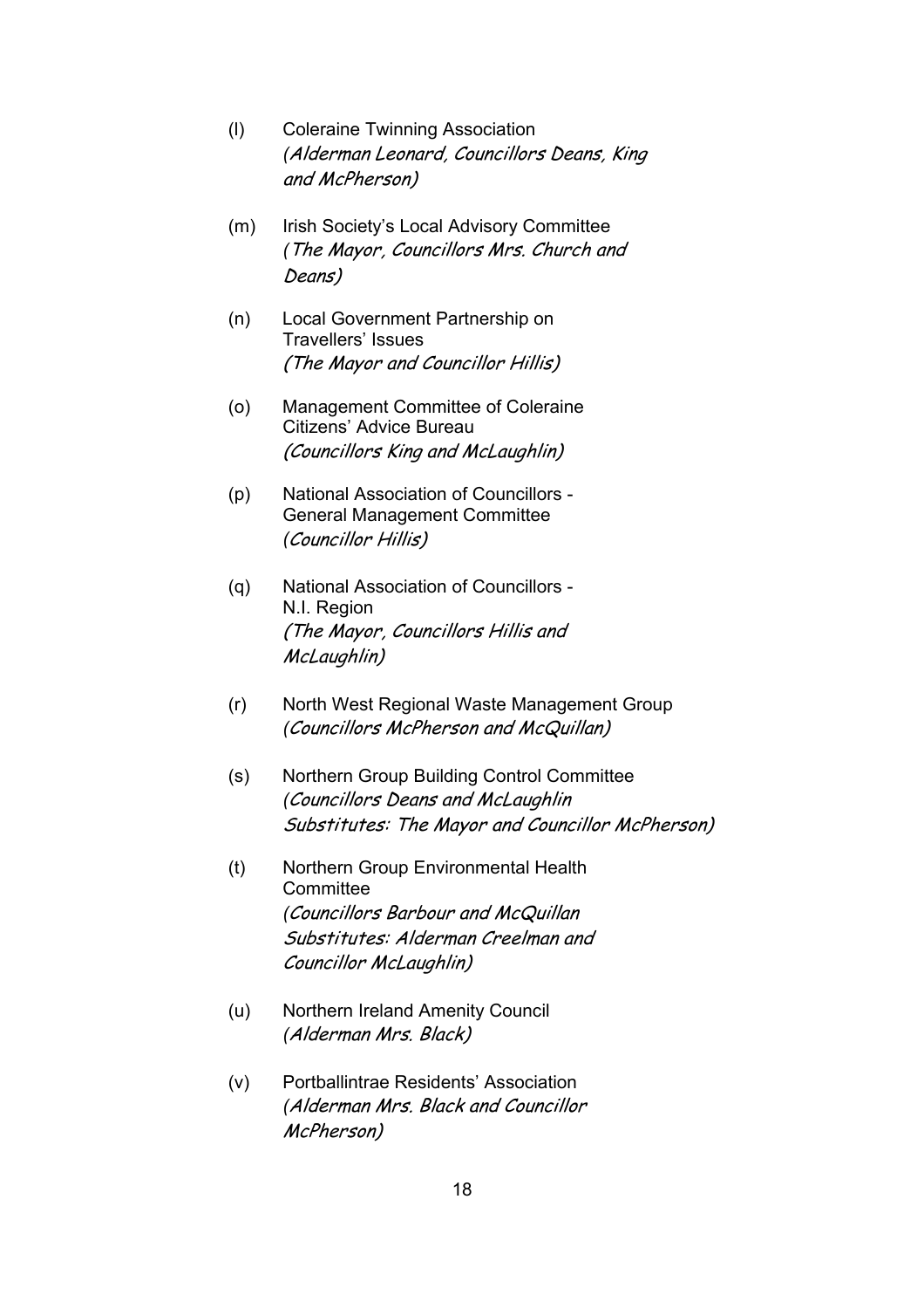(l) Coleraine Twinning Association
*(Alderman Leonard, Councillors Deans, King and McPherson)*

(m) Irish Society's Local Advisory Committee
*(The Mayor, Councillors Mrs. Church and Deans)*

(n) Local Government Partnership on Travellers' Issues
*(The Mayor and Councillor Hillis)*

(o) Management Committee of Coleraine Citizens' Advice Bureau
*(Councillors King and McLaughlin)*

(p) National Association of Councillors - General Management Committee
*(Councillor Hillis)*

(q) National Association of Councillors - N.I. Region
*(The Mayor, Councillors Hillis and McLaughlin)*

(r) North West Regional Waste Management Group
*(Councillors McPherson and McQuillan)*

(s) Northern Group Building Control Committee
*(Councillors Deans and McLaughlin
Substitutes: The Mayor and Councillor McPherson)*

(t) Northern Group Environmental Health Committee
*(Councillors Barbour and McQuillan
Substitutes: Alderman Creelman and Councillor McLaughlin)*

(u) Northern Ireland Amenity Council
*(Alderman Mrs. Black)*

(v) Portballintrae Residents' Association
*(Alderman Mrs. Black and Councillor McPherson)*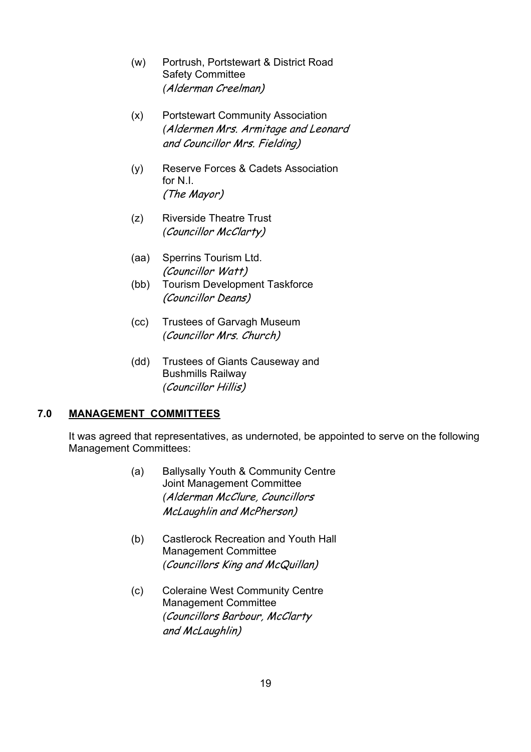(w) Portrush, Portstewart & District Road Safety Committee
*(Alderman Creelman)*

(x) Portstewart Community Association
*(Aldermen Mrs. Armitage and Leonard and Councillor Mrs. Fielding)*

(y) Reserve Forces & Cadets Association for N.I.
*(The Mayor)*

(z) Riverside Theatre Trust
*(Councillor McClarty)*

(aa) Sperrins Tourism Ltd.
*(Councillor Watt)*

(bb) Tourism Development Taskforce
*(Councillor Deans)*

(cc) Trustees of Garvagh Museum
*(Councillor Mrs. Church)*

(dd) Trustees of Giants Causeway and Bushmills Railway
*(Councillor Hillis)*

## 7.0 MANAGEMENT COMMITTEES

It was agreed that representatives, as undernoted, be appointed to serve on the following Management Committees:

(a) Ballysally Youth & Community Centre Joint Management Committee
*(Alderman McClure, Councillors McLaughlin and McPherson)*

(b) Castlerock Recreation and Youth Hall Management Committee
*(Councillors King and McQuillan)*

(c) Coleraine West Community Centre Management Committee
*(Councillors Barbour, McClarty and McLaughlin)*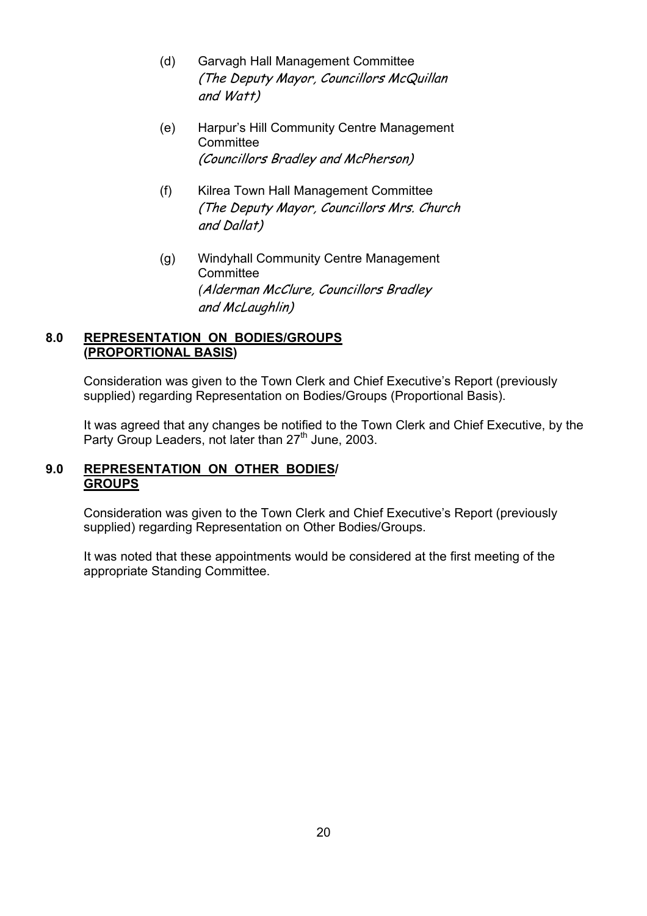(d) Garvagh Hall Management Committee
*(The Deputy Mayor, Councillors McQuillan and Watt)*

(e) Harpur's Hill Community Centre Management Committee
*(Councillors Bradley and McPherson)*

(f) Kilrea Town Hall Management Committee
*(The Deputy Mayor, Councillors Mrs. Church and Dallat)*

(g) Windyhall Community Centre Management Committee
*(Alderman McClure, Councillors Bradley and McLaughlin)*

## 8.0 REPRESENTATION ON BODIES/GROUPS (PROPORTIONAL BASIS)

Consideration was given to the Town Clerk and Chief Executive's Report (previously supplied) regarding Representation on Bodies/Groups (Proportional Basis).

It was agreed that any changes be notified to the Town Clerk and Chief Executive, by the Party Group Leaders, not later than 27th June, 2003.

## 9.0 REPRESENTATION ON OTHER BODIES/ GROUPS

Consideration was given to the Town Clerk and Chief Executive's Report (previously supplied) regarding Representation on Other Bodies/Groups.

It was noted that these appointments would be considered at the first meeting of the appropriate Standing Committee.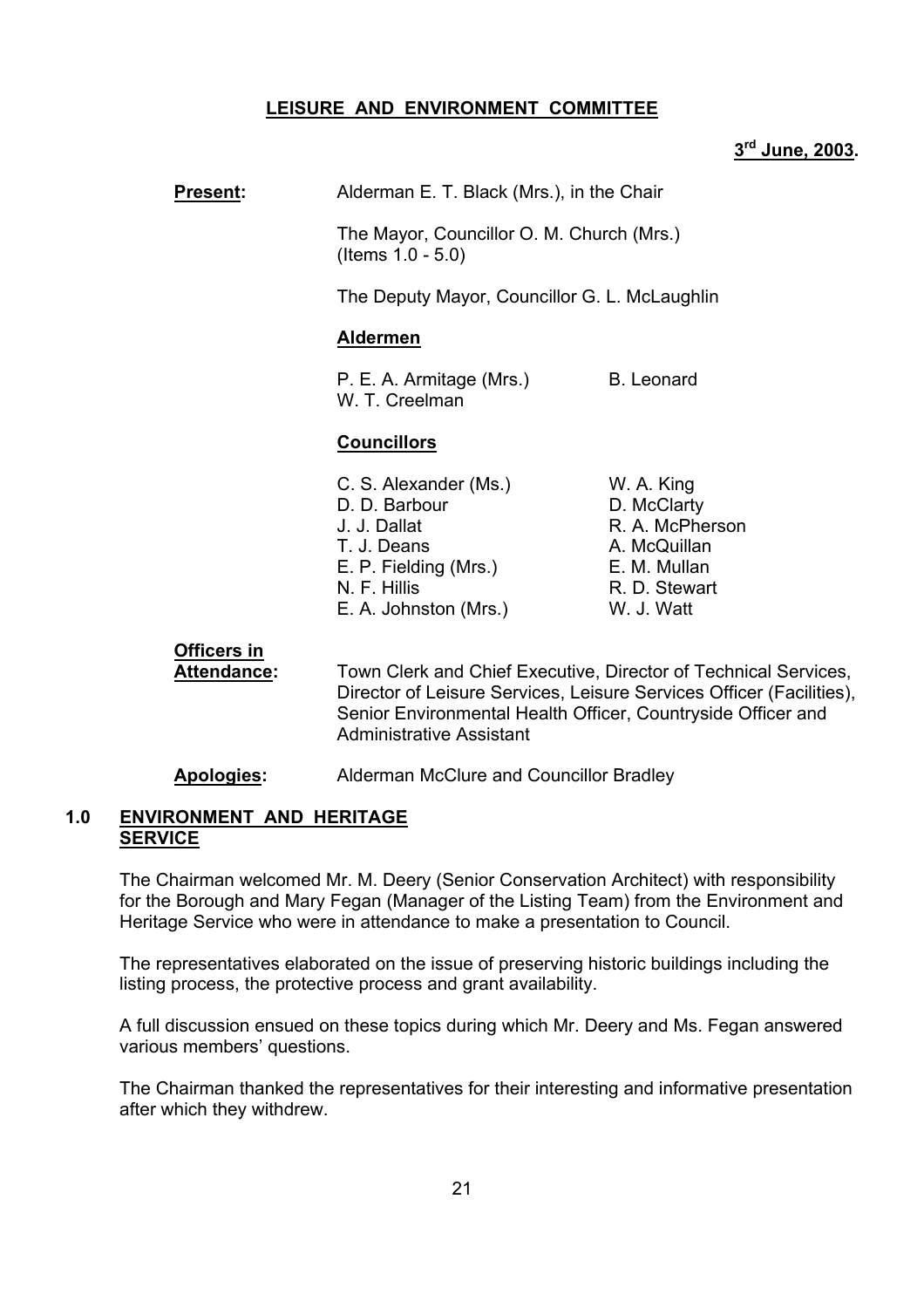**LEISURE AND ENVIRONMENT COMMITTEE**

**3rd June, 2003.**

**Present:** Alderman E. T. Black (Mrs.), in the Chair

The Mayor, Councillor O. M. Church (Mrs.) (Items 1.0 - 5.0)

The Deputy Mayor, Councillor G. L. McLaughlin

**Aldermen**

| | |
|---|---|
| P. E. A. Armitage (Mrs.) | B. Leonard |
| W. T. Creelman | |

**Councillors**

| | |
|---|---|
| C. S. Alexander (Ms.) | W. A. King |
| D. D. Barbour | D. McClarty |
| J. J. Dallat | R. A. McPherson |
| T. J. Deans | A. McQuillan |
| E. P. Fielding (Mrs.) | E. M. Mullan |
| N. F. Hillis | R. D. Stewart |
| E. A. Johnston (Mrs.) | W. J. Watt |

**Officers in Attendance:** Town Clerk and Chief Executive, Director of Technical Services, Director of Leisure Services, Leisure Services Officer (Facilities), Senior Environmental Health Officer, Countryside Officer and Administrative Assistant

**Apologies:** Alderman McClure and Councillor Bradley

## 1.0 ENVIRONMENT AND HERITAGE SERVICE

The Chairman welcomed Mr. M. Deery (Senior Conservation Architect) with responsibility for the Borough and Mary Fegan (Manager of the Listing Team) from the Environment and Heritage Service who were in attendance to make a presentation to Council.

The representatives elaborated on the issue of preserving historic buildings including the listing process, the protective process and grant availability.

A full discussion ensued on these topics during which Mr. Deery and Ms. Fegan answered various members' questions.

The Chairman thanked the representatives for their interesting and informative presentation after which they withdrew.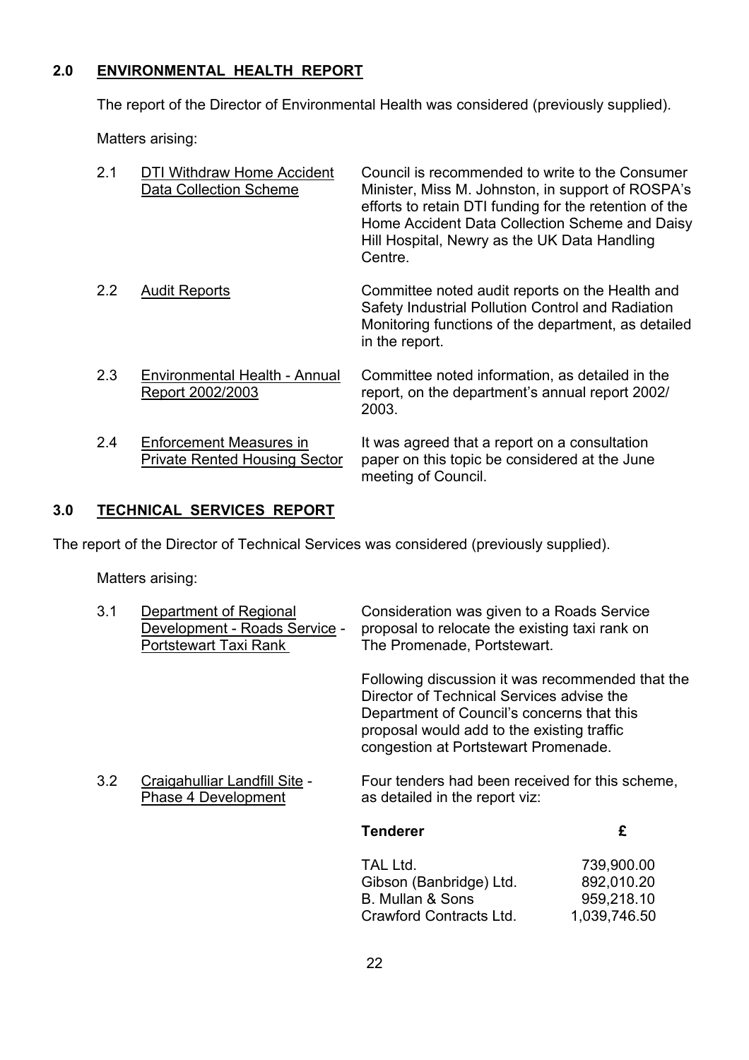## 2.0 ENVIRONMENTAL HEALTH REPORT

The report of the Director of Environmental Health was considered (previously supplied).

Matters arising:

2.1 DTI Withdraw Home Accident Data Collection Scheme

Council is recommended to write to the Consumer Minister, Miss M. Johnston, in support of ROSPA's efforts to retain DTI funding for the retention of the Home Accident Data Collection Scheme and Daisy Hill Hospital, Newry as the UK Data Handling Centre.

2.2 Audit Reports

Committee noted audit reports on the Health and Safety Industrial Pollution Control and Radiation Monitoring functions of the department, as detailed in the report.

2.3 Environmental Health - Annual Report 2002/2003

Committee noted information, as detailed in the report, on the department's annual report 2002/2003.

2.4 Enforcement Measures in Private Rented Housing Sector

It was agreed that a report on a consultation paper on this topic be considered at the June meeting of Council.

## 3.0 TECHNICAL SERVICES REPORT

The report of the Director of Technical Services was considered (previously supplied).

Matters arising:

3.1 Department of Regional Development - Roads Service - Portstewart Taxi Rank

Consideration was given to a Roads Service proposal to relocate the existing taxi rank on The Promenade, Portstewart.

Following discussion it was recommended that the Director of Technical Services advise the Department of Council's concerns that this proposal would add to the existing traffic congestion at Portstewart Promenade.

3.2 Craigahulliar Landfill Site - Phase 4 Development

Four tenders had been received for this scheme, as detailed in the report viz:

| Tenderer | £ |
|---|---|
| TAL Ltd. | 739,900.00 |
| Gibson (Banbridge) Ltd. | 892,010.20 |
| B. Mullan & Sons | 959,218.10 |
| Crawford Contracts Ltd. | 1,039,746.50 |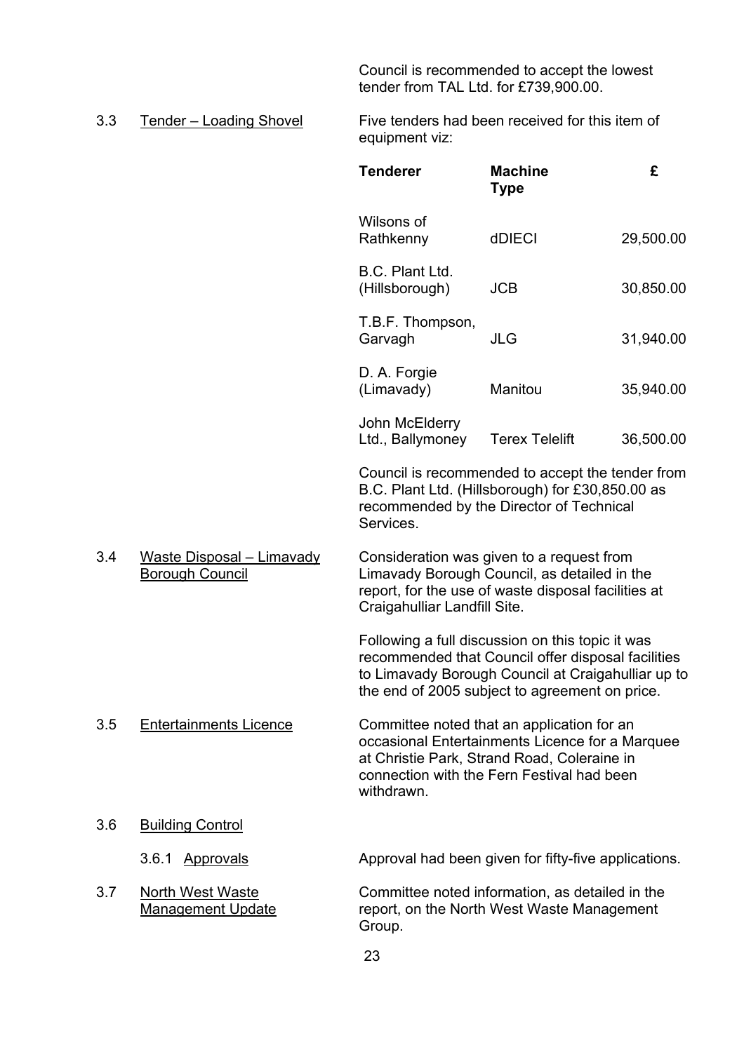Council is recommended to accept the lowest tender from TAL Ltd. for £739,900.00.

3.3 Tender – Loading Shovel

Five tenders had been received for this item of equipment viz:

| Tenderer | Machine Type | £ |
|---|---|---|
| Wilsons of Rathkenny | dDIECI | 29,500.00 |
| B.C. Plant Ltd. (Hillsborough) | JCB | 30,850.00 |
| T.B.F. Thompson, Garvagh | JLG | 31,940.00 |
| D. A. Forgie (Limavady) | Manitou | 35,940.00 |
| John McElderry Ltd., Ballymoney | Terex Telelift | 36,500.00 |

Council is recommended to accept the tender from B.C. Plant Ltd. (Hillsborough) for £30,850.00 as recommended by the Director of Technical Services.

3.4 Waste Disposal – Limavady Borough Council

Consideration was given to a request from Limavady Borough Council, as detailed in the report, for the use of waste disposal facilities at Craigahulliar Landfill Site.

Following a full discussion on this topic it was recommended that Council offer disposal facilities to Limavady Borough Council at Craigahulliar up to the end of 2005 subject to agreement on price.

3.5 Entertainments Licence

Committee noted that an application for an occasional Entertainments Licence for a Marquee at Christie Park, Strand Road, Coleraine in connection with the Fern Festival had been withdrawn.

3.6 Building Control

3.6.1 Approvals

Approval had been given for fifty-five applications.

3.7 North West Waste Management Update

Committee noted information, as detailed in the report, on the North West Waste Management Group.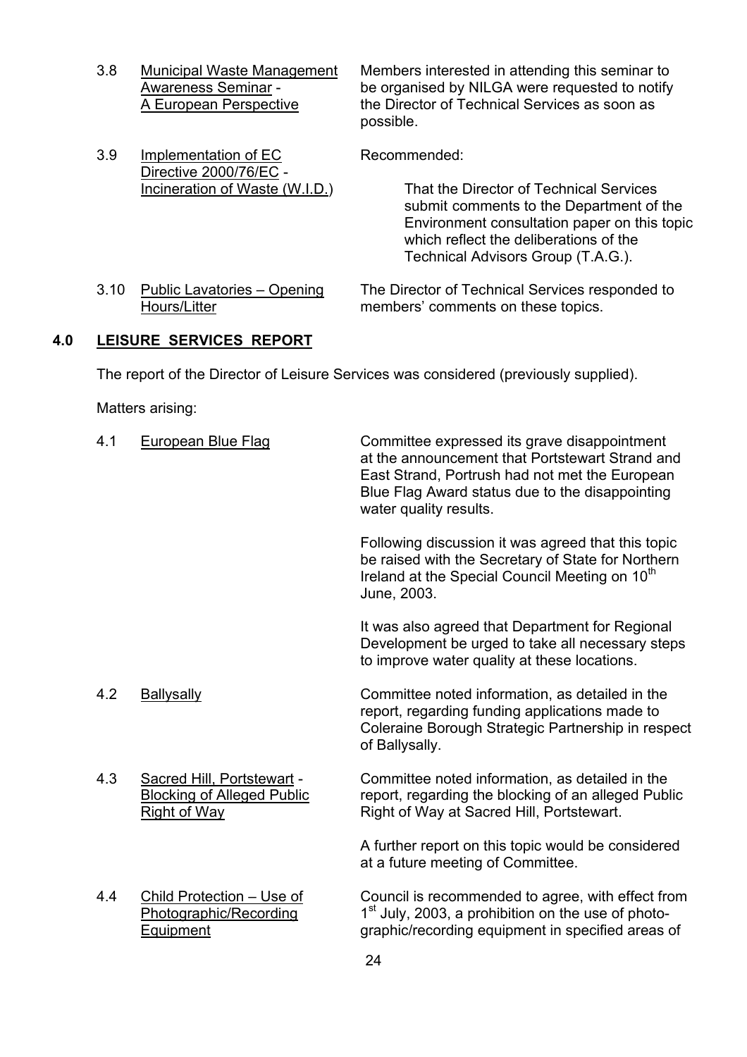3.8 Municipal Waste Management Awareness Seminar - A European Perspective

Members interested in attending this seminar to be organised by NILGA were requested to notify the Director of Technical Services as soon as possible.

3.9 Implementation of EC Directive 2000/76/EC - Incineration of Waste (W.I.D.)

Recommended:

> That the Director of Technical Services submit comments to the Department of the Environment consultation paper on this topic which reflect the deliberations of the Technical Advisors Group (T.A.G.).

3.10 Public Lavatories – Opening Hours/Litter

The Director of Technical Services responded to members' comments on these topics.

## 4.0 LEISURE SERVICES REPORT

The report of the Director of Leisure Services was considered (previously supplied).

Matters arising:

4.1 European Blue Flag

Committee expressed its grave disappointment at the announcement that Portstewart Strand and East Strand, Portrush had not met the European Blue Flag Award status due to the disappointing water quality results.

Following discussion it was agreed that this topic be raised with the Secretary of State for Northern Ireland at the Special Council Meeting on 10th June, 2003.

It was also agreed that Department for Regional Development be urged to take all necessary steps to improve water quality at these locations.

4.2 Ballysally

Committee noted information, as detailed in the report, regarding funding applications made to Coleraine Borough Strategic Partnership in respect of Ballysally.

4.3 Sacred Hill, Portstewart - Blocking of Alleged Public Right of Way

Committee noted information, as detailed in the report, regarding the blocking of an alleged Public Right of Way at Sacred Hill, Portstewart.

A further report on this topic would be considered at a future meeting of Committee.

4.4 Child Protection – Use of Photographic/Recording Equipment

Council is recommended to agree, with effect from 1st July, 2003, a prohibition on the use of photo-graphic/recording equipment in specified areas of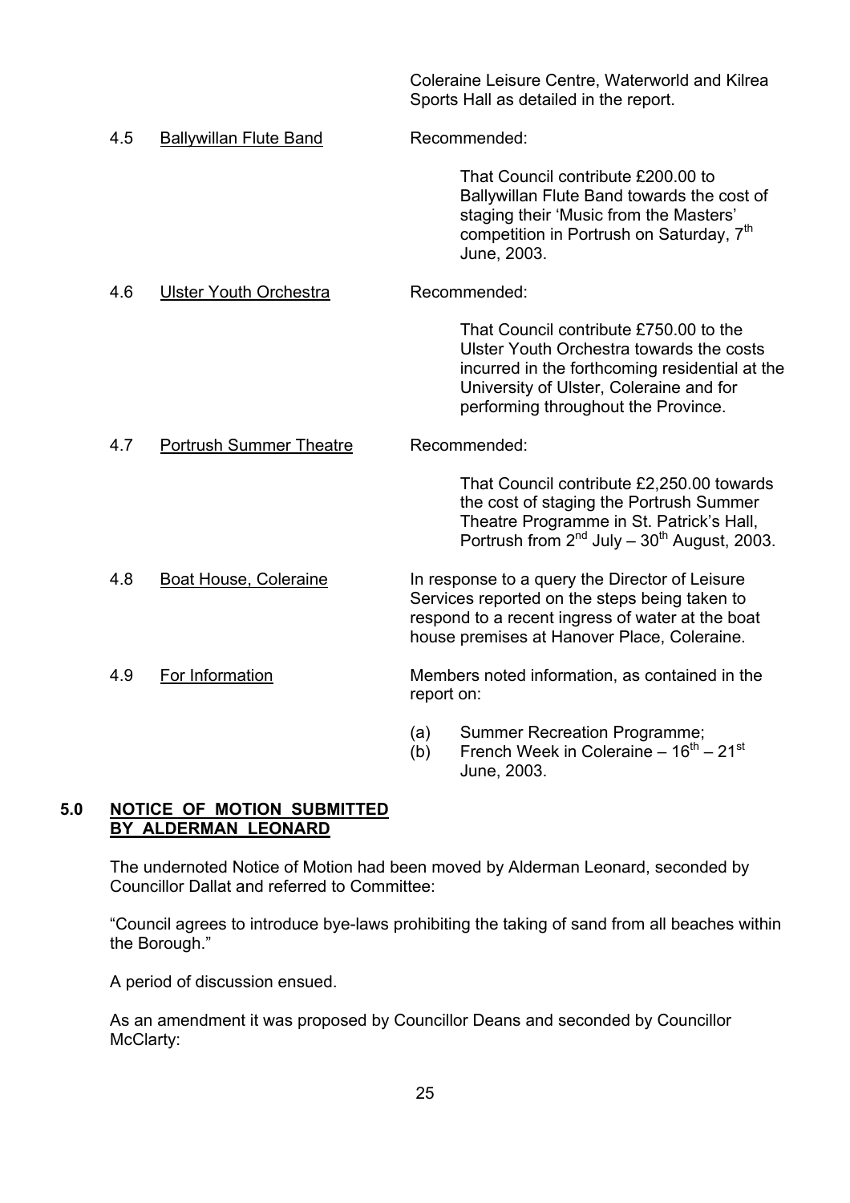Coleraine Leisure Centre, Waterworld and Kilrea Sports Hall as detailed in the report.

4.5 Ballywillan Flute Band — Recommended:

That Council contribute £200.00 to Ballywillan Flute Band towards the cost of staging their 'Music from the Masters' competition in Portrush on Saturday, 7th June, 2003.

4.6 Ulster Youth Orchestra — Recommended:

That Council contribute £750.00 to the Ulster Youth Orchestra towards the costs incurred in the forthcoming residential at the University of Ulster, Coleraine and for performing throughout the Province.

4.7 Portrush Summer Theatre — Recommended:

That Council contribute £2,250.00 towards the cost of staging the Portrush Summer Theatre Programme in St. Patrick's Hall, Portrush from 2nd July – 30th August, 2003.

4.8 Boat House, Coleraine — In response to a query the Director of Leisure Services reported on the steps being taken to respond to a recent ingress of water at the boat house premises at Hanover Place, Coleraine.

4.9 For Information — Members noted information, as contained in the report on:

(a) Summer Recreation Programme;
(b) French Week in Coleraine – 16th – 21st June, 2003.

## 5.0 NOTICE OF MOTION SUBMITTED BY ALDERMAN LEONARD

The undernoted Notice of Motion had been moved by Alderman Leonard, seconded by Councillor Dallat and referred to Committee:

"Council agrees to introduce bye-laws prohibiting the taking of sand from all beaches within the Borough."

A period of discussion ensued.

As an amendment it was proposed by Councillor Deans and seconded by Councillor McClarty: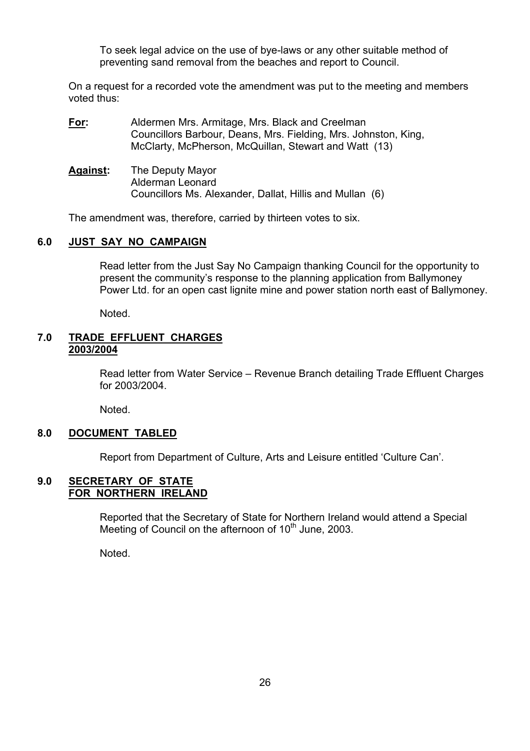To seek legal advice on the use of bye-laws or any other suitable method of preventing sand removal from the beaches and report to Council.

On a request for a recorded vote the amendment was put to the meeting and members voted thus:

**For:** Aldermen Mrs. Armitage, Mrs. Black and Creelman
Councillors Barbour, Deans, Mrs. Fielding, Mrs. Johnston, King, McClarty, McPherson, McQuillan, Stewart and Watt (13)

**Against:** The Deputy Mayor
Alderman Leonard
Councillors Ms. Alexander, Dallat, Hillis and Mullan (6)

The amendment was, therefore, carried by thirteen votes to six.

## 6.0 JUST SAY NO CAMPAIGN

Read letter from the Just Say No Campaign thanking Council for the opportunity to present the community's response to the planning application from Ballymoney Power Ltd. for an open cast lignite mine and power station north east of Ballymoney.

Noted.

## 7.0 TRADE EFFLUENT CHARGES 2003/2004

Read letter from Water Service – Revenue Branch detailing Trade Effluent Charges for 2003/2004.

Noted.

## 8.0 DOCUMENT TABLED

Report from Department of Culture, Arts and Leisure entitled 'Culture Can'.

## 9.0 SECRETARY OF STATE FOR NORTHERN IRELAND

Reported that the Secretary of State for Northern Ireland would attend a Special Meeting of Council on the afternoon of 10th June, 2003.

Noted.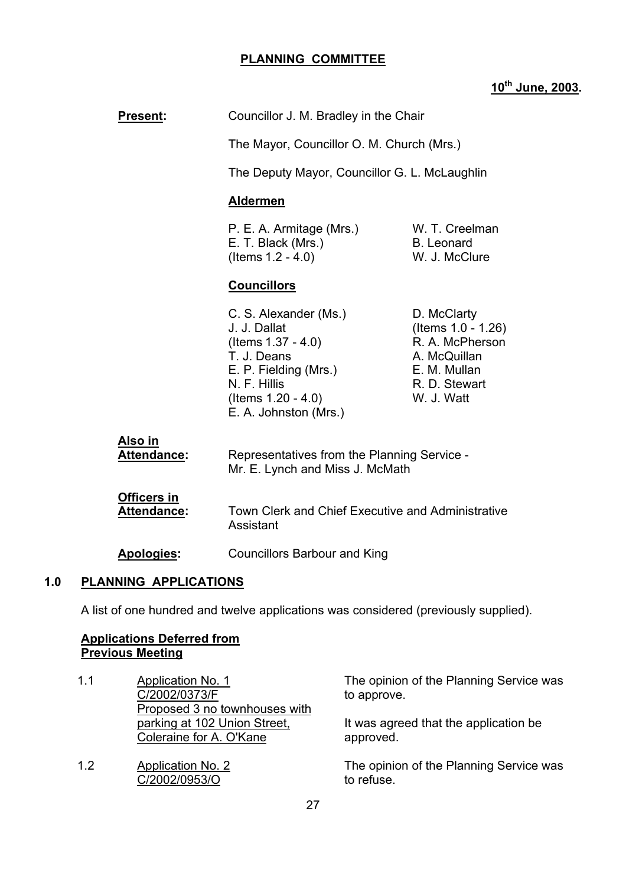**PLANNING COMMITTEE**

**10th June, 2003.**

**Present:** Councillor J. M. Bradley in the Chair

The Mayor, Councillor O. M. Church (Mrs.)

The Deputy Mayor, Councillor G. L. McLaughlin

**Aldermen**

P. E. A. Armitage (Mrs.)
E. T. Black (Mrs.)
(Items 1.2 - 4.0)
W. T. Creelman
B. Leonard
W. J. McClure

**Councillors**

C. S. Alexander (Ms.)
J. J. Dallat
(Items 1.37 - 4.0)
T. J. Deans
E. P. Fielding (Mrs.)
N. F. Hillis
(Items 1.20 - 4.0)
E. A. Johnston (Mrs.)
D. McClarty
(Items 1.0 - 1.26)
R. A. McPherson
A. McQuillan
E. M. Mullan
R. D. Stewart
W. J. Watt

**Also in Attendance:** Representatives from the Planning Service - Mr. E. Lynch and Miss J. McMath

**Officers in Attendance:** Town Clerk and Chief Executive and Administrative Assistant

**Apologies:** Councillors Barbour and King

## 1.0 PLANNING APPLICATIONS

A list of one hundred and twelve applications was considered (previously supplied).

**Applications Deferred from Previous Meeting**

1.1 Application No. 1
C/2002/0373/F
Proposed 3 no townhouses with parking at 102 Union Street, Coleraine for A. O'Kane

The opinion of the Planning Service was to approve.

It was agreed that the application be approved.

1.2 Application No. 2
C/2002/0953/O

The opinion of the Planning Service was to refuse.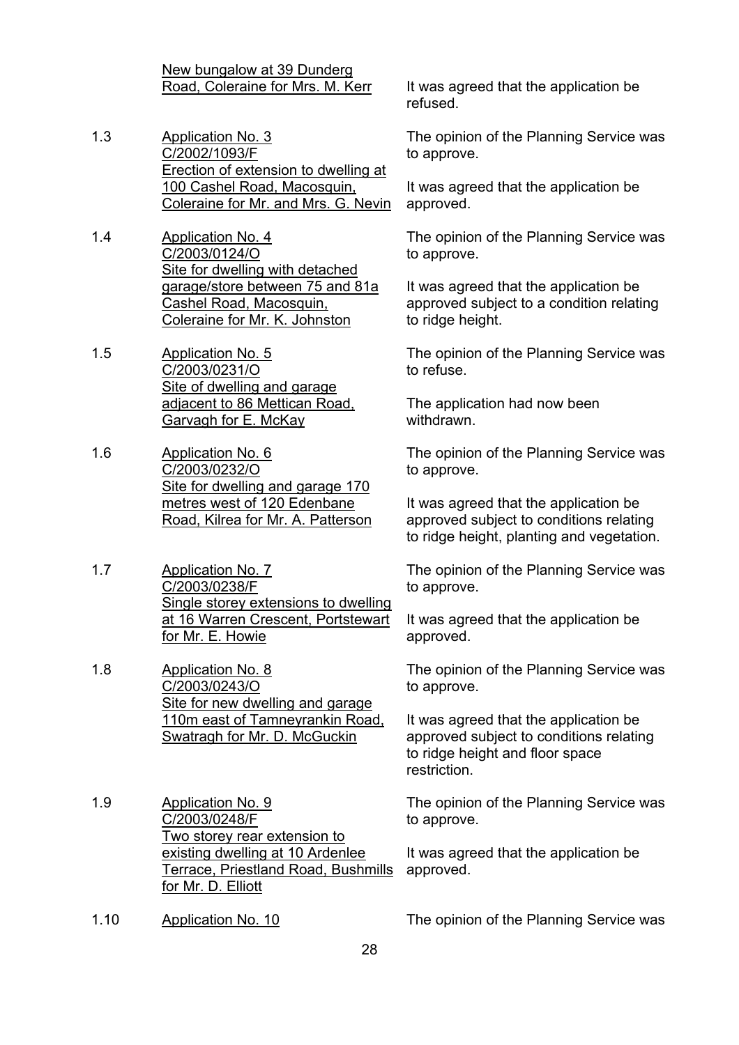New bungalow at 39 Dunderg Road, Coleraine for Mrs. M. Kerr

It was agreed that the application be refused.

1.3 Application No. 3
C/2002/1093/F
Erection of extension to dwelling at 100 Cashel Road, Macosquin, Coleraine for Mr. and Mrs. G. Nevin

The opinion of the Planning Service was to approve.

It was agreed that the application be approved.

1.4 Application No. 4
C/2003/0124/O
Site for dwelling with detached garage/store between 75 and 81a Cashel Road, Macosquin, Coleraine for Mr. K. Johnston

The opinion of the Planning Service was to approve.

It was agreed that the application be approved subject to a condition relating to ridge height.

1.5 Application No. 5
C/2003/0231/O
Site of dwelling and garage adjacent to 86 Mettican Road, Garvagh for E. McKay

The opinion of the Planning Service was to refuse.

The application had now been withdrawn.

1.6 Application No. 6
C/2003/0232/O
Site for dwelling and garage 170 metres west of 120 Edenbane Road, Kilrea for Mr. A. Patterson

The opinion of the Planning Service was to approve.

It was agreed that the application be approved subject to conditions relating to ridge height, planting and vegetation.

1.7 Application No. 7
C/2003/0238/F
Single storey extensions to dwelling at 16 Warren Crescent, Portstewart for Mr. E. Howie

The opinion of the Planning Service was to approve.

It was agreed that the application be approved.

1.8 Application No. 8
C/2003/0243/O
Site for new dwelling and garage 110m east of Tamneyrankin Road, Swatragh for Mr. D. McGuckin

The opinion of the Planning Service was to approve.

It was agreed that the application be approved subject to conditions relating to ridge height and floor space restriction.

1.9 Application No. 9
C/2003/0248/F
Two storey rear extension to existing dwelling at 10 Ardenlee Terrace, Priestland Road, Bushmills for Mr. D. Elliott

The opinion of the Planning Service was to approve.

It was agreed that the application be approved.

1.10 Application No. 10

The opinion of the Planning Service was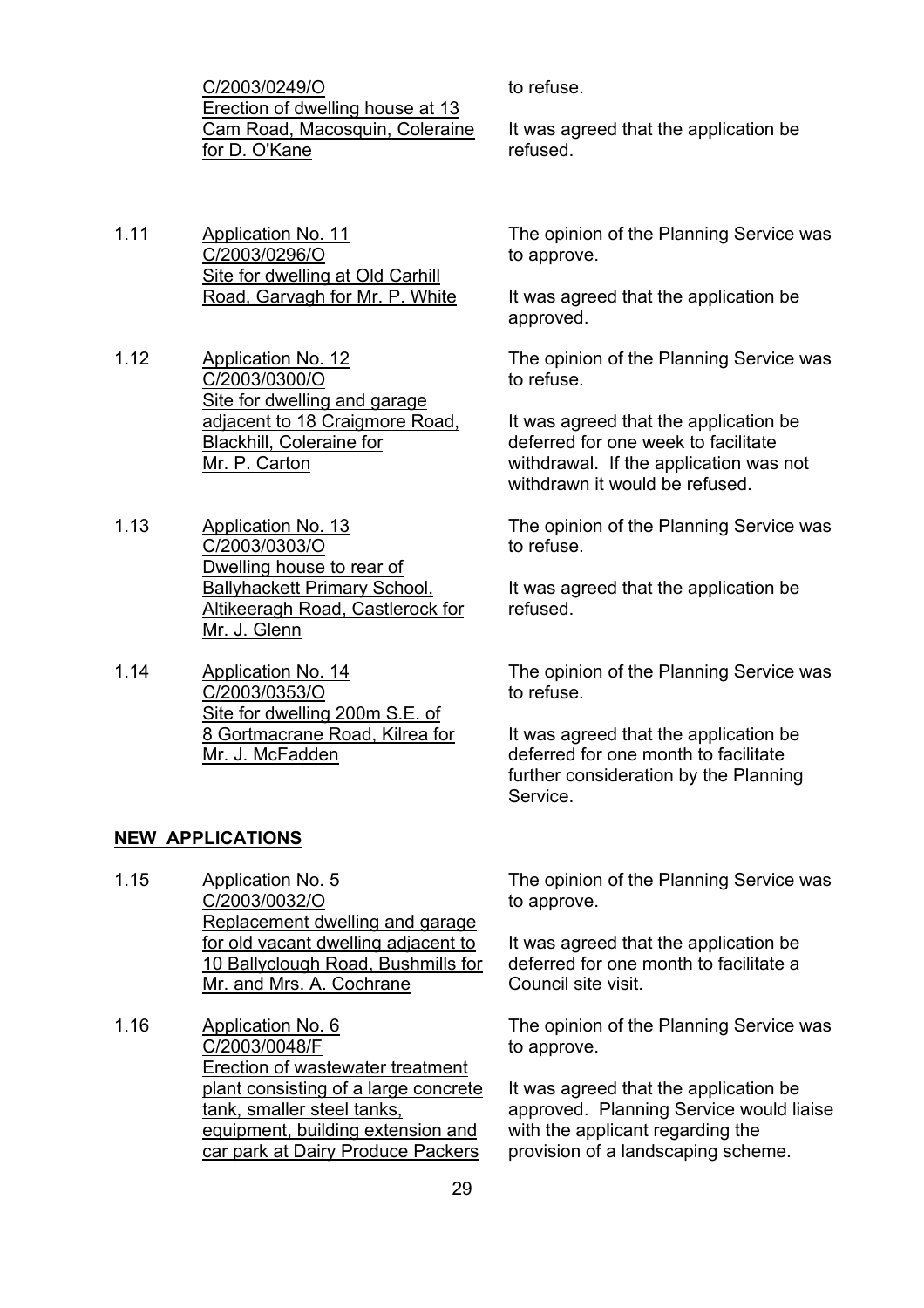| | | |
|---|---|---|
| | C/2003/0249/O<br>Erection of dwelling house at 13 Cam Road, Macosquin, Coleraine for D. O'Kane | to refuse.<br><br>It was agreed that the application be refused. |
| 1.11 | Application No. 11<br>C/2003/0296/O<br>Site for dwelling at Old Carhill Road, Garvagh for Mr. P. White | The opinion of the Planning Service was to approve.<br><br>It was agreed that the application be approved. |
| 1.12 | Application No. 12<br>C/2003/0300/O<br>Site for dwelling and garage adjacent to 18 Craigmore Road, Blackhill, Coleraine for Mr. P. Carton | The opinion of the Planning Service was to refuse.<br><br>It was agreed that the application be deferred for one week to facilitate withdrawal. If the application was not withdrawn it would be refused. |
| 1.13 | Application No. 13<br>C/2003/0303/O<br>Dwelling house to rear of Ballyhackett Primary School, Altikeeragh Road, Castlerock for Mr. J. Glenn | The opinion of the Planning Service was to refuse.<br><br>It was agreed that the application be refused. |
| 1.14 | Application No. 14<br>C/2003/0353/O<br>Site for dwelling 200m S.E. of 8 Gortmacrane Road, Kilrea for Mr. J. McFadden | The opinion of the Planning Service was to refuse.<br><br>It was agreed that the application be deferred for one month to facilitate further consideration by the Planning Service. |

**NEW APPLICATIONS**

| | | |
|---|---|---|
| 1.15 | Application No. 5<br>C/2003/0032/O<br>Replacement dwelling and garage for old vacant dwelling adjacent to 10 Ballyclough Road, Bushmills for Mr. and Mrs. A. Cochrane | The opinion of the Planning Service was to approve.<br><br>It was agreed that the application be deferred for one month to facilitate a Council site visit. |
| 1.16 | Application No. 6<br>C/2003/0048/F<br>Erection of wastewater treatment plant consisting of a large concrete tank, smaller steel tanks, equipment, building extension and car park at Dairy Produce Packers | The opinion of the Planning Service was to approve.<br><br>It was agreed that the application be approved. Planning Service would liaise with the applicant regarding the provision of a landscaping scheme. |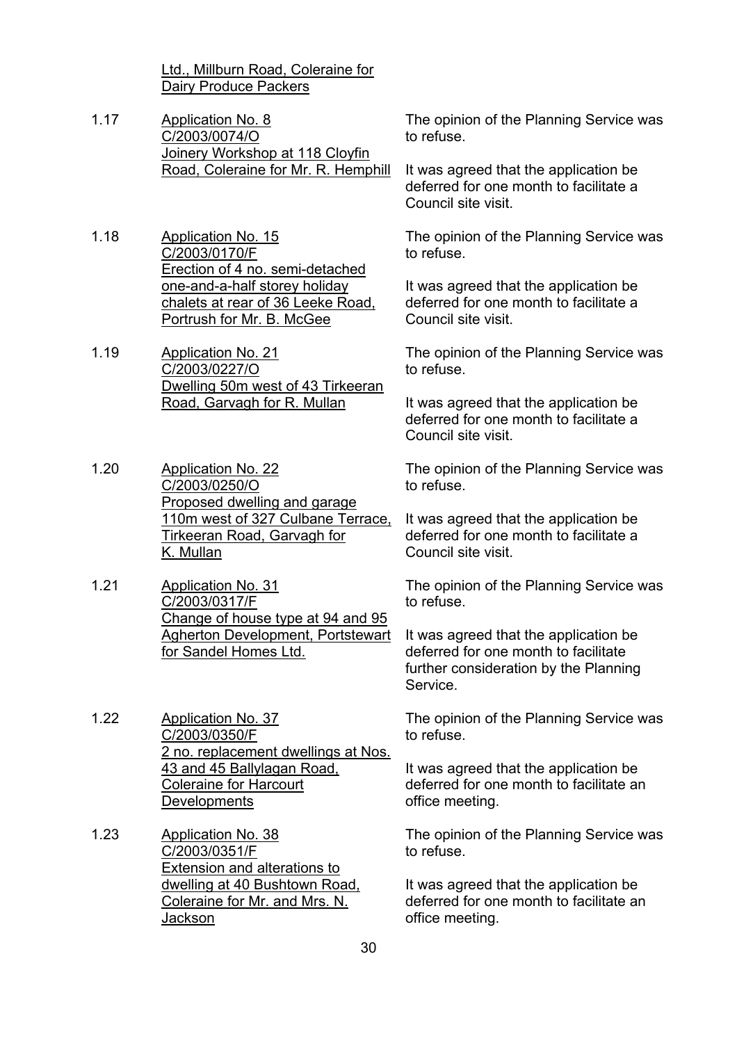Ltd., Millburn Road, Coleraine for Dairy Produce Packers

1.17 Application No. 8
C/2003/0074/O
Joinery Workshop at 118 Cloyfin Road, Coleraine for Mr. R. Hemphill

The opinion of the Planning Service was to refuse.

It was agreed that the application be deferred for one month to facilitate a Council site visit.

1.18 Application No. 15
C/2003/0170/F
Erection of 4 no. semi-detached one-and-a-half storey holiday chalets at rear of 36 Leeke Road, Portrush for Mr. B. McGee

The opinion of the Planning Service was to refuse.

It was agreed that the application be deferred for one month to facilitate a Council site visit.

1.19 Application No. 21
C/2003/0227/O
Dwelling 50m west of 43 Tirkeeran Road, Garvagh for R. Mullan

The opinion of the Planning Service was to refuse.

It was agreed that the application be deferred for one month to facilitate a Council site visit.

1.20 Application No. 22
C/2003/0250/O
Proposed dwelling and garage 110m west of 327 Culbane Terrace, Tirkeeran Road, Garvagh for K. Mullan

The opinion of the Planning Service was to refuse.

It was agreed that the application be deferred for one month to facilitate a Council site visit.

1.21 Application No. 31
C/2003/0317/F
Change of house type at 94 and 95 Agherton Development, Portstewart for Sandel Homes Ltd.

The opinion of the Planning Service was to refuse.

It was agreed that the application be deferred for one month to facilitate further consideration by the Planning Service.

1.22 Application No. 37
C/2003/0350/F
2 no. replacement dwellings at Nos. 43 and 45 Ballylagan Road, Coleraine for Harcourt Developments

The opinion of the Planning Service was to refuse.

It was agreed that the application be deferred for one month to facilitate an office meeting.

1.23 Application No. 38
C/2003/0351/F
Extension and alterations to dwelling at 40 Bushtown Road, Coleraine for Mr. and Mrs. N. Jackson

The opinion of the Planning Service was to refuse.

It was agreed that the application be deferred for one month to facilitate an office meeting.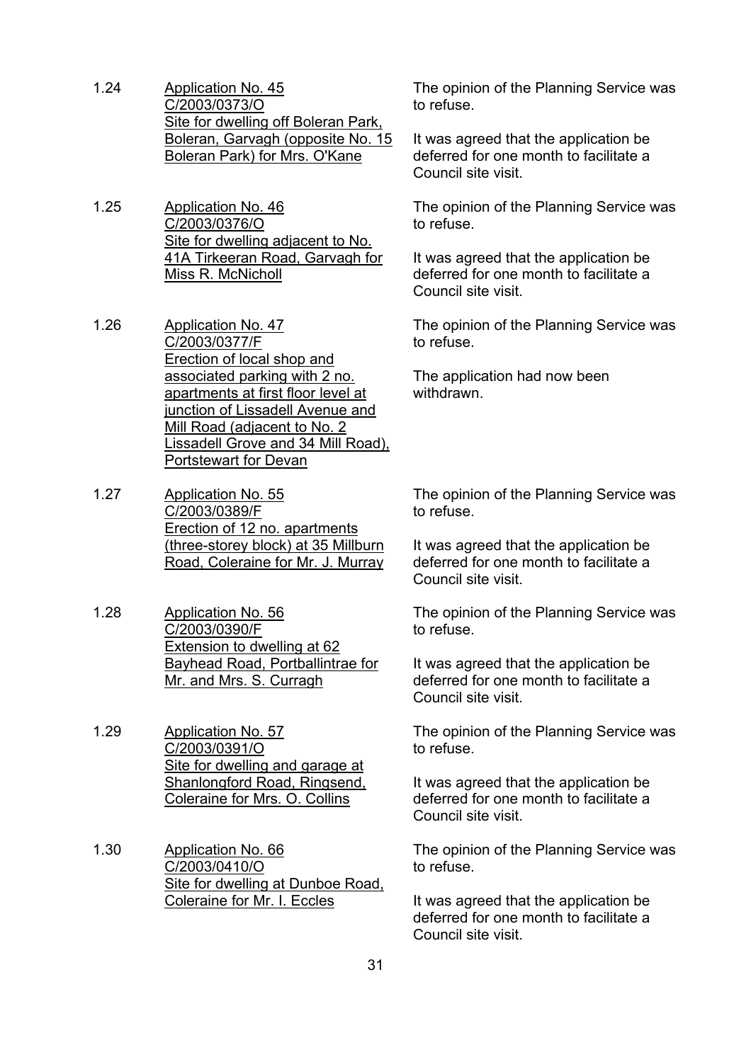1.24 <u>Application No. 45</u>
<u>C/2003/0373/O</u>
<u>Site for dwelling off Boleran Park, Boleran, Garvagh (opposite No. 15 Boleran Park) for Mrs. O'Kane</u>

The opinion of the Planning Service was to refuse.

It was agreed that the application be deferred for one month to facilitate a Council site visit.

1.25 <u>Application No. 46</u>
<u>C/2003/0376/O</u>
<u>Site for dwelling adjacent to No. 41A Tirkeeran Road, Garvagh for Miss R. McNicholl</u>

The opinion of the Planning Service was to refuse.

It was agreed that the application be deferred for one month to facilitate a Council site visit.

1.26 <u>Application No. 47</u>
<u>C/2003/0377/F</u>
<u>Erection of local shop and associated parking with 2 no. apartments at first floor level at junction of Lissadell Avenue and Mill Road (adjacent to No. 2 Lissadell Grove and 34 Mill Road), Portstewart for Devan</u>

The opinion of the Planning Service was to refuse.

The application had now been withdrawn.

1.27 <u>Application No. 55</u>
<u>C/2003/0389/F</u>
<u>Erection of 12 no. apartments (three-storey block) at 35 Millburn Road, Coleraine for Mr. J. Murray</u>

The opinion of the Planning Service was to refuse.

It was agreed that the application be deferred for one month to facilitate a Council site visit.

1.28 <u>Application No. 56</u>
<u>C/2003/0390/F</u>
<u>Extension to dwelling at 62 Bayhead Road, Portballintrae for Mr. and Mrs. S. Curragh</u>

The opinion of the Planning Service was to refuse.

It was agreed that the application be deferred for one month to facilitate a Council site visit.

1.29 <u>Application No. 57</u>
<u>C/2003/0391/O</u>
<u>Site for dwelling and garage at Shanlongford Road, Ringsend, Coleraine for Mrs. O. Collins</u>

The opinion of the Planning Service was to refuse.

It was agreed that the application be deferred for one month to facilitate a Council site visit.

1.30 <u>Application No. 66</u>
<u>C/2003/0410/O</u>
<u>Site for dwelling at Dunboe Road, Coleraine for Mr. I. Eccles</u>

The opinion of the Planning Service was to refuse.

It was agreed that the application be deferred for one month to facilitate a Council site visit.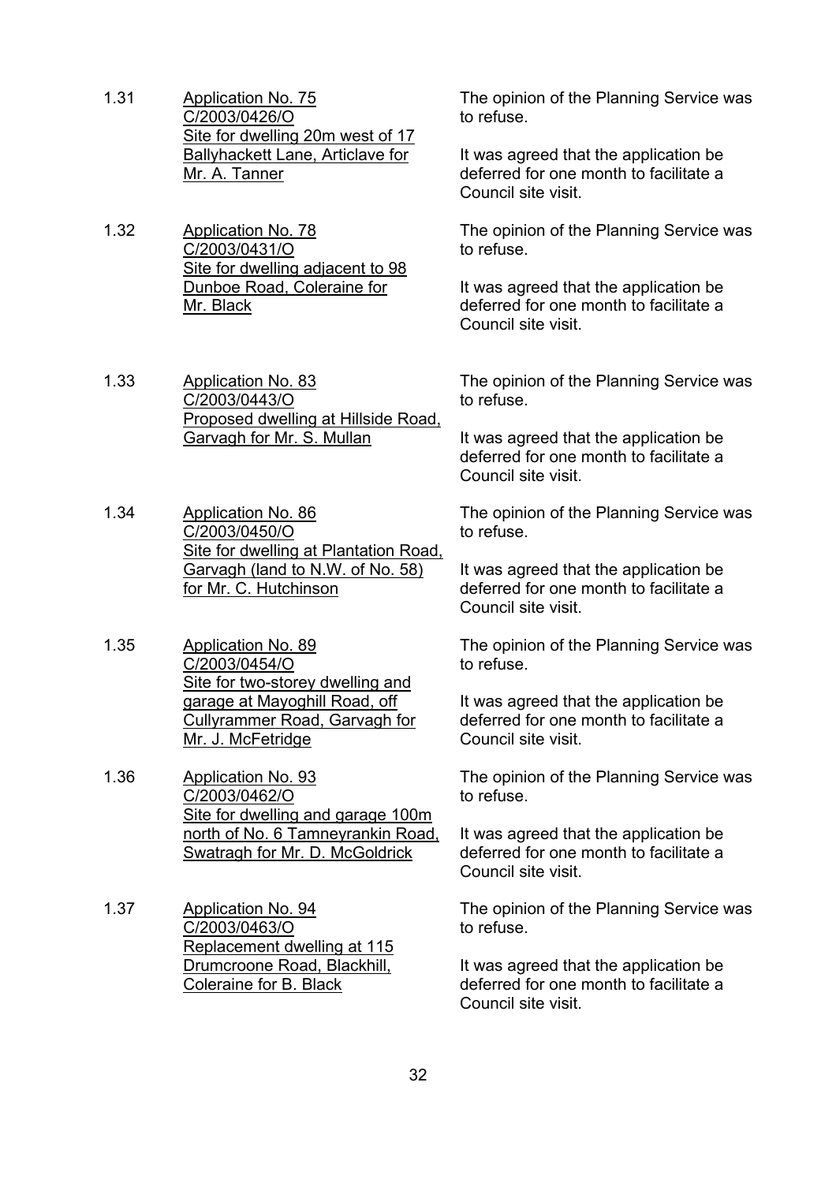1.31 <u>Application No. 75 C/2003/0426/O Site for dwelling 20m west of 17 Ballyhackett Lane, Articlave for Mr. A. Tanner</u>

The opinion of the Planning Service was to refuse.

It was agreed that the application be deferred for one month to facilitate a Council site visit.

1.32 <u>Application No. 78 C/2003/0431/O Site for dwelling adjacent to 98 Dunboe Road, Coleraine for Mr. Black</u>

The opinion of the Planning Service was to refuse.

It was agreed that the application be deferred for one month to facilitate a Council site visit.

1.33 <u>Application No. 83 C/2003/0443/O Proposed dwelling at Hillside Road, Garvagh for Mr. S. Mullan</u>

The opinion of the Planning Service was to refuse.

It was agreed that the application be deferred for one month to facilitate a Council site visit.

1.34 <u>Application No. 86 C/2003/0450/O Site for dwelling at Plantation Road, Garvagh (land to N.W. of No. 58) for Mr. C. Hutchinson</u>

The opinion of the Planning Service was to refuse.

It was agreed that the application be deferred for one month to facilitate a Council site visit.

1.35 <u>Application No. 89 C/2003/0454/O Site for two-storey dwelling and garage at Mayoghill Road, off Cullyrammer Road, Garvagh for Mr. J. McFetridge</u>

The opinion of the Planning Service was to refuse.

It was agreed that the application be deferred for one month to facilitate a Council site visit.

1.36 <u>Application No. 93 C/2003/0462/O Site for dwelling and garage 100m north of No. 6 Tamneyrankin Road, Swatragh for Mr. D. McGoldrick</u>

The opinion of the Planning Service was to refuse.

It was agreed that the application be deferred for one month to facilitate a Council site visit.

1.37 <u>Application No. 94 C/2003/0463/O Replacement dwelling at 115 Drumcroone Road, Blackhill, Coleraine for B. Black</u>

The opinion of the Planning Service was to refuse.

It was agreed that the application be deferred for one month to facilitate a Council site visit.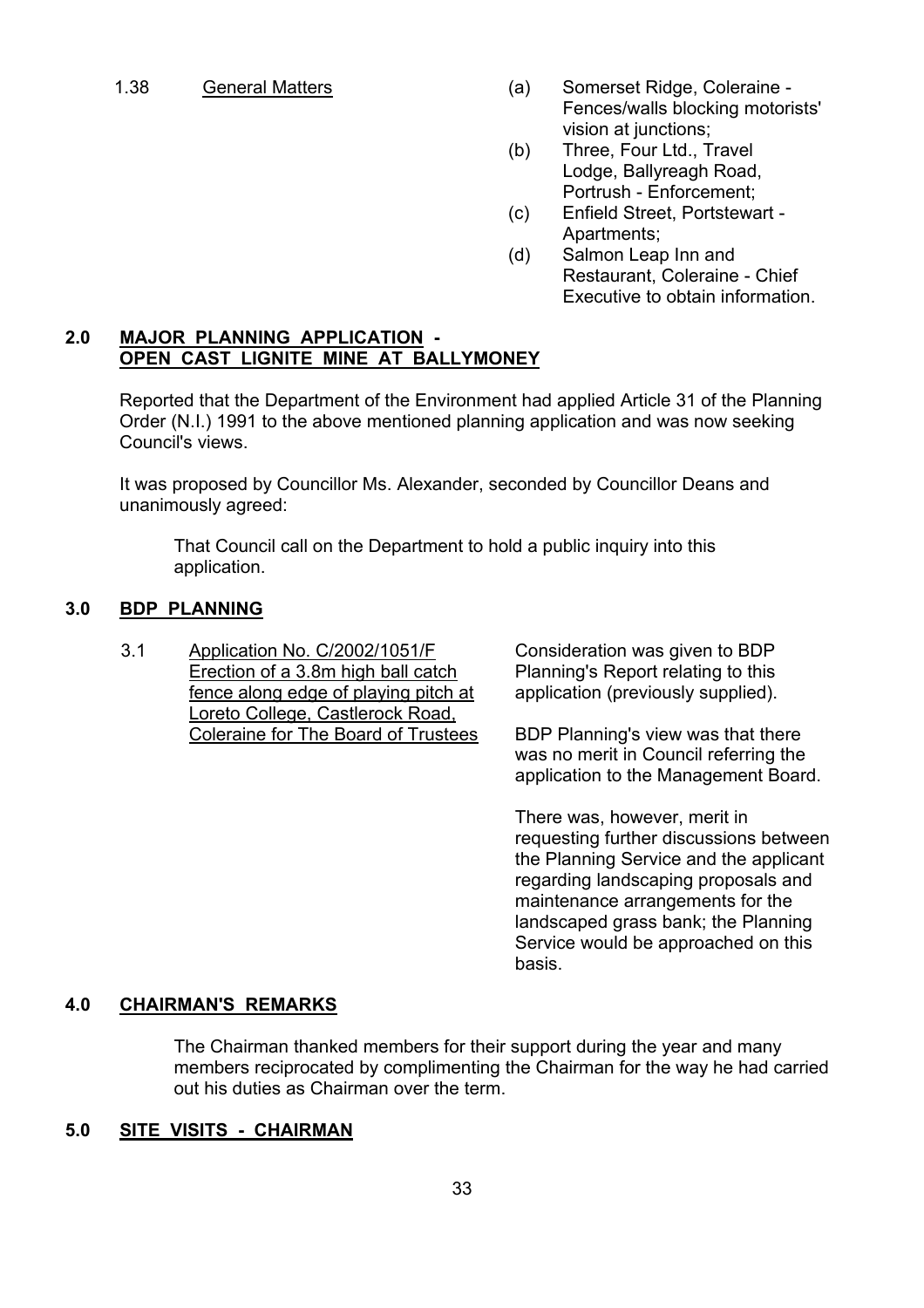1.38 General Matters

(a) Somerset Ridge, Coleraine - Fences/walls blocking motorists' vision at junctions;

(b) Three, Four Ltd., Travel Lodge, Ballyreagh Road, Portrush - Enforcement;

(c) Enfield Street, Portstewart - Apartments;

(d) Salmon Leap Inn and Restaurant, Coleraine - Chief Executive to obtain information.

## 2.0 MAJOR PLANNING APPLICATION - OPEN CAST LIGNITE MINE AT BALLYMONEY

Reported that the Department of the Environment had applied Article 31 of the Planning Order (N.I.) 1991 to the above mentioned planning application and was now seeking Council's views.

It was proposed by Councillor Ms. Alexander, seconded by Councillor Deans and unanimously agreed:

> That Council call on the Department to hold a public inquiry into this application.

## 3.0 BDP PLANNING

3.1 Application No. C/2002/1051/F Erection of a 3.8m high ball catch fence along edge of playing pitch at Loreto College, Castlerock Road, Coleraine for The Board of Trustees

Consideration was given to BDP Planning's Report relating to this application (previously supplied).

BDP Planning's view was that there was no merit in Council referring the application to the Management Board.

There was, however, merit in requesting further discussions between the Planning Service and the applicant regarding landscaping proposals and maintenance arrangements for the landscaped grass bank; the Planning Service would be approached on this basis.

## 4.0 CHAIRMAN'S REMARKS

The Chairman thanked members for their support during the year and many members reciprocated by complimenting the Chairman for the way he had carried out his duties as Chairman over the term.

## 5.0 SITE VISITS - CHAIRMAN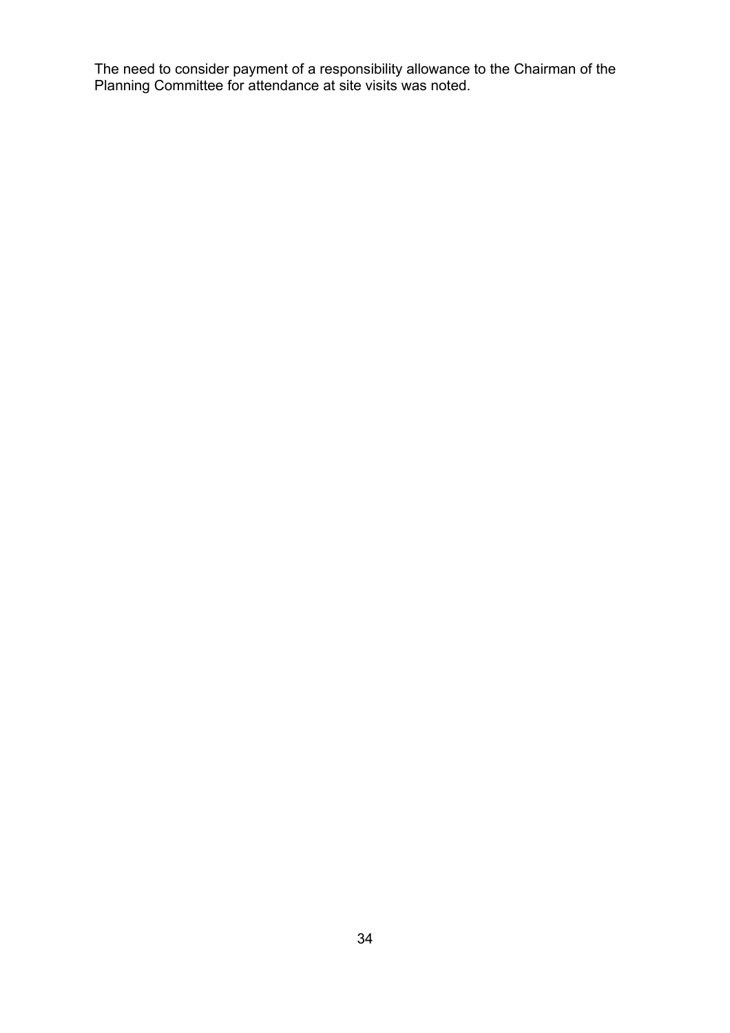The need to consider payment of a responsibility allowance to the Chairman of the Planning Committee for attendance at site visits was noted.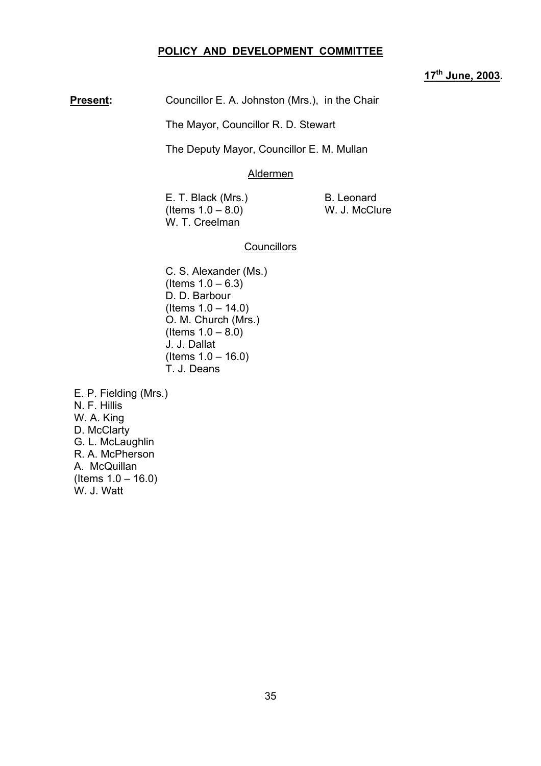## POLICY AND DEVELOPMENT COMMITTEE

**17th June, 2003.**

**Present:** Councillor E. A. Johnston (Mrs.), in the Chair

The Mayor, Councillor R. D. Stewart

The Deputy Mayor, Councillor E. M. Mullan

Aldermen

E. T. Black (Mrs.) (Items 1.0 – 8.0)
W. T. Creelman
B. Leonard
W. J. McClure

Councillors

C. S. Alexander (Ms.) (Items 1.0 – 6.3)
D. D. Barbour (Items 1.0 – 14.0)
O. M. Church (Mrs.) (Items 1.0 – 8.0)
J. J. Dallat (Items 1.0 – 16.0)
T. J. Deans
E. P. Fielding (Mrs.)
N. F. Hillis
W. A. King
D. McClarty
G. L. McLaughlin
R. A. McPherson
A. McQuillan (Items 1.0 – 16.0)
W. J. Watt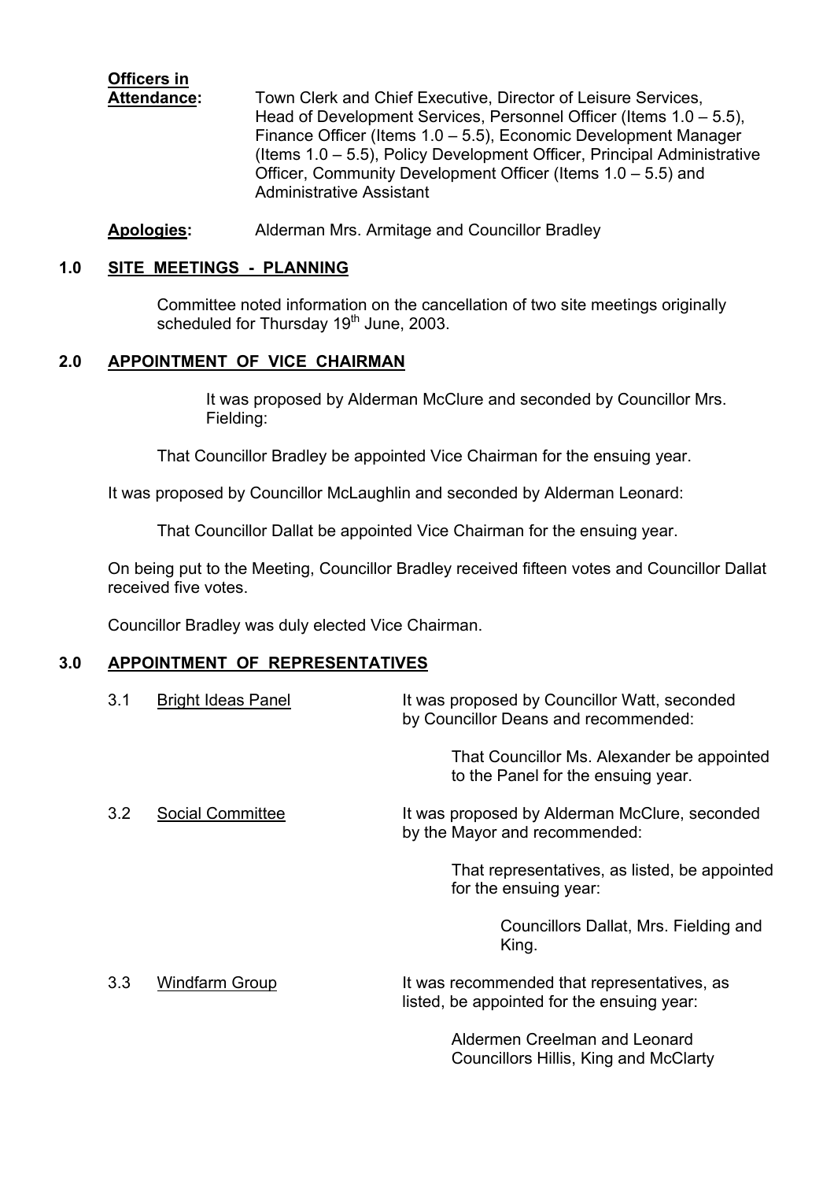**Officers in Attendance:** Town Clerk and Chief Executive, Director of Leisure Services, Head of Development Services, Personnel Officer (Items 1.0 – 5.5), Finance Officer (Items 1.0 – 5.5), Economic Development Manager (Items 1.0 – 5.5), Policy Development Officer, Principal Administrative Officer, Community Development Officer (Items 1.0 – 5.5) and Administrative Assistant

**Apologies:** Alderman Mrs. Armitage and Councillor Bradley

## 1.0 SITE MEETINGS - PLANNING

Committee noted information on the cancellation of two site meetings originally scheduled for Thursday 19th June, 2003.

## 2.0 APPOINTMENT OF VICE CHAIRMAN

It was proposed by Alderman McClure and seconded by Councillor Mrs. Fielding:

That Councillor Bradley be appointed Vice Chairman for the ensuing year.

It was proposed by Councillor McLaughlin and seconded by Alderman Leonard:

That Councillor Dallat be appointed Vice Chairman for the ensuing year.

On being put to the Meeting, Councillor Bradley received fifteen votes and Councillor Dallat received five votes.

Councillor Bradley was duly elected Vice Chairman.

## 3.0 APPOINTMENT OF REPRESENTATIVES

3.1 Bright Ideas Panel — It was proposed by Councillor Watt, seconded by Councillor Deans and recommended:

That Councillor Ms. Alexander be appointed to the Panel for the ensuing year.

3.2 Social Committee — It was proposed by Alderman McClure, seconded by the Mayor and recommended:

That representatives, as listed, be appointed for the ensuing year:

Councillors Dallat, Mrs. Fielding and King.

3.3 Windfarm Group — It was recommended that representatives, as listed, be appointed for the ensuing year:

Aldermen Creelman and Leonard
Councillors Hillis, King and McClarty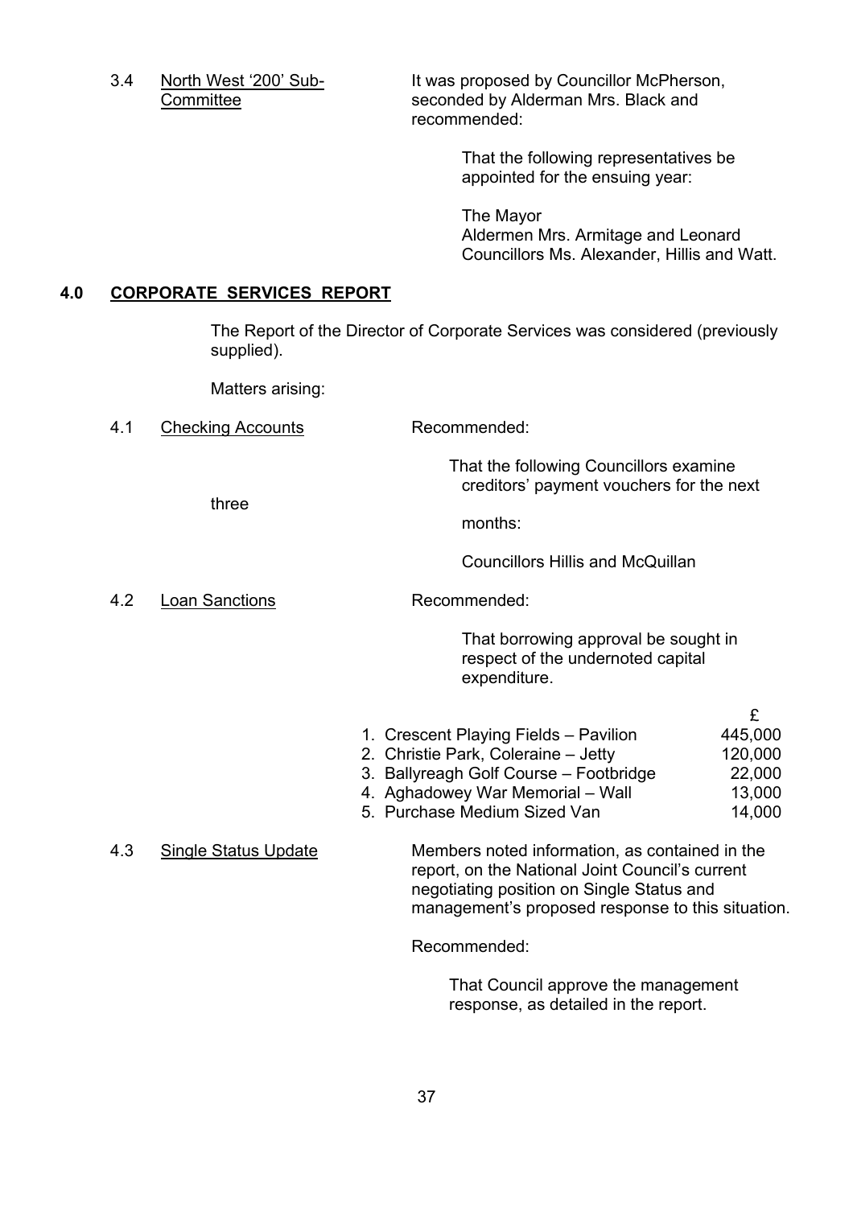3.4 North West '200' Sub-Committee

It was proposed by Councillor McPherson, seconded by Alderman Mrs. Black and recommended:

> That the following representatives be appointed for the ensuing year:
>
> The Mayor
> Aldermen Mrs. Armitage and Leonard
> Councillors Ms. Alexander, Hillis and Watt.

## 4.0 CORPORATE SERVICES REPORT

The Report of the Director of Corporate Services was considered (previously supplied).

Matters arising:

4.1 Checking Accounts

Recommended:

> That the following Councillors examine creditors' payment vouchers for the next three months:
>
> Councillors Hillis and McQuillan

4.2 Loan Sanctions

Recommended:

> That borrowing approval be sought in respect of the undernoted capital expenditure.

| | £ |
|---|---|
| 1. Crescent Playing Fields – Pavilion | 445,000 |
| 2. Christie Park, Coleraine – Jetty | 120,000 |
| 3. Ballyreagh Golf Course – Footbridge | 22,000 |
| 4. Aghadowey War Memorial – Wall | 13,000 |
| 5. Purchase Medium Sized Van | 14,000 |

4.3 Single Status Update

Members noted information, as contained in the report, on the National Joint Council's current negotiating position on Single Status and management's proposed response to this situation.

Recommended:

> That Council approve the management response, as detailed in the report.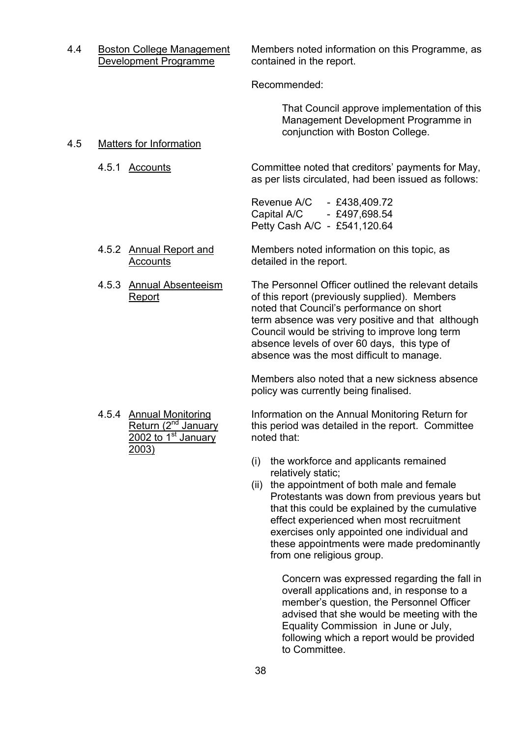4.4 Boston College Management Development Programme

Members noted information on this Programme, as contained in the report.

Recommended:

> That Council approve implementation of this Management Development Programme in conjunction with Boston College.

4.5 Matters for Information

4.5.1 Accounts

Committee noted that creditors' payments for May, as per lists circulated, had been issued as follows:

| | |
|---|---|
| Revenue A/C | - £438,409.72 |
| Capital A/C | - £497,698.54 |
| Petty Cash A/C | - £541,120.64 |

4.5.2 Annual Report and Accounts

Members noted information on this topic, as detailed in the report.

4.5.3 Annual Absenteeism Report

The Personnel Officer outlined the relevant details of this report (previously supplied). Members noted that Council's performance on short term absence was very positive and that although Council would be striving to improve long term absence levels of over 60 days, this type of absence was the most difficult to manage.

Members also noted that a new sickness absence policy was currently being finalised.

4.5.4 Annual Monitoring Return (2nd January 2002 to 1st January 2003)

Information on the Annual Monitoring Return for this period was detailed in the report. Committee noted that:

(i) the workforce and applicants remained relatively static;

(ii) the appointment of both male and female Protestants was down from previous years but that this could be explained by the cumulative effect experienced when most recruitment exercises only appointed one individual and these appointments were made predominantly from one religious group.

> Concern was expressed regarding the fall in overall applications and, in response to a member's question, the Personnel Officer advised that she would be meeting with the Equality Commission in June or July, following which a report would be provided to Committee.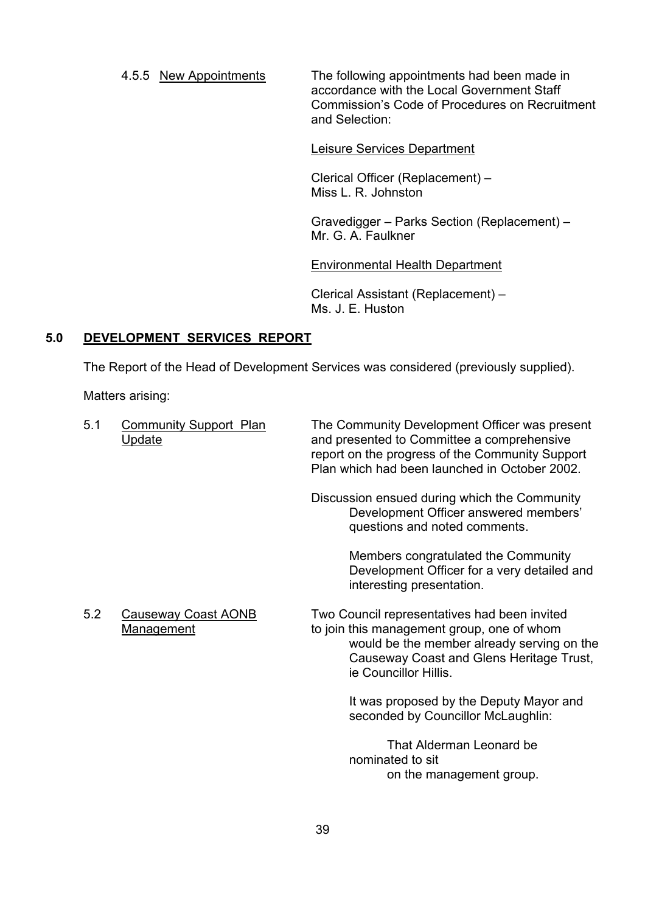4.5.5 New Appointments

The following appointments had been made in accordance with the Local Government Staff Commission's Code of Procedures on Recruitment and Selection:

Leisure Services Department

Clerical Officer (Replacement) –
Miss L. R. Johnston

Gravedigger – Parks Section (Replacement) –
Mr. G. A. Faulkner

Environmental Health Department

Clerical Assistant (Replacement) –
Ms. J. E. Huston

## 5.0 DEVELOPMENT SERVICES REPORT

The Report of the Head of Development Services was considered (previously supplied).

Matters arising:

5.1 Community Support Plan Update

The Community Development Officer was present and presented to Committee a comprehensive report on the progress of the Community Support Plan which had been launched in October 2002.

Discussion ensued during which the Community Development Officer answered members' questions and noted comments.

Members congratulated the Community Development Officer for a very detailed and interesting presentation.

5.2 Causeway Coast AONB Management

Two Council representatives had been invited to join this management group, one of whom would be the member already serving on the Causeway Coast and Glens Heritage Trust, ie Councillor Hillis.

It was proposed by the Deputy Mayor and seconded by Councillor McLaughlin:

That Alderman Leonard be nominated to sit on the management group.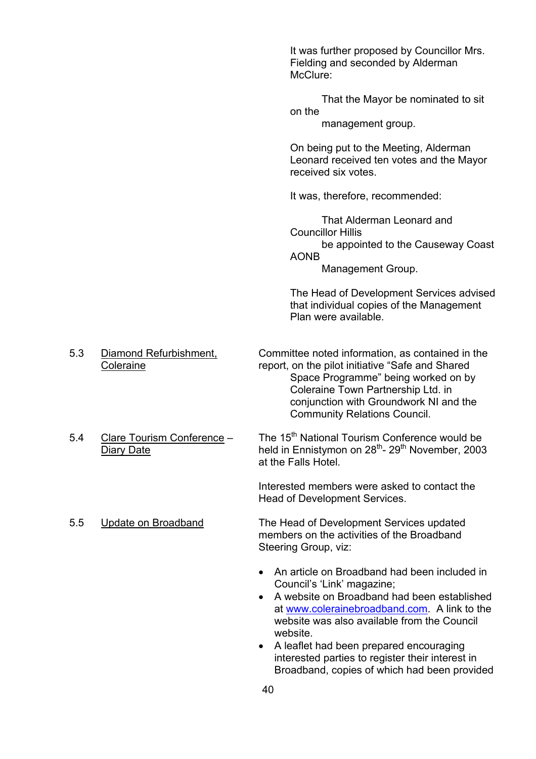It was further proposed by Councillor Mrs. Fielding and seconded by Alderman McClure:

> That the Mayor be nominated to sit on the management group.

On being put to the Meeting, Alderman Leonard received ten votes and the Mayor received six votes.

It was, therefore, recommended:

> That Alderman Leonard and Councillor Hillis be appointed to the Causeway Coast AONB Management Group.

The Head of Development Services advised that individual copies of the Management Plan were available.

5.3 Diamond Refurbishment, Coleraine

Committee noted information, as contained in the report, on the pilot initiative "Safe and Shared Space Programme" being worked on by Coleraine Town Partnership Ltd. in conjunction with Groundwork NI and the Community Relations Council.

5.4 Clare Tourism Conference – Diary Date

The 15th National Tourism Conference would be held in Ennistymon on 28th- 29th November, 2003 at the Falls Hotel.

Interested members were asked to contact the Head of Development Services.

5.5 Update on Broadband

The Head of Development Services updated members on the activities of the Broadband Steering Group, viz:

- An article on Broadband had been included in Council's 'Link' magazine;
- A website on Broadband had been established at www.colerainebroadband.com. A link to the website was also available from the Council website.
- A leaflet had been prepared encouraging interested parties to register their interest in Broadband, copies of which had been provided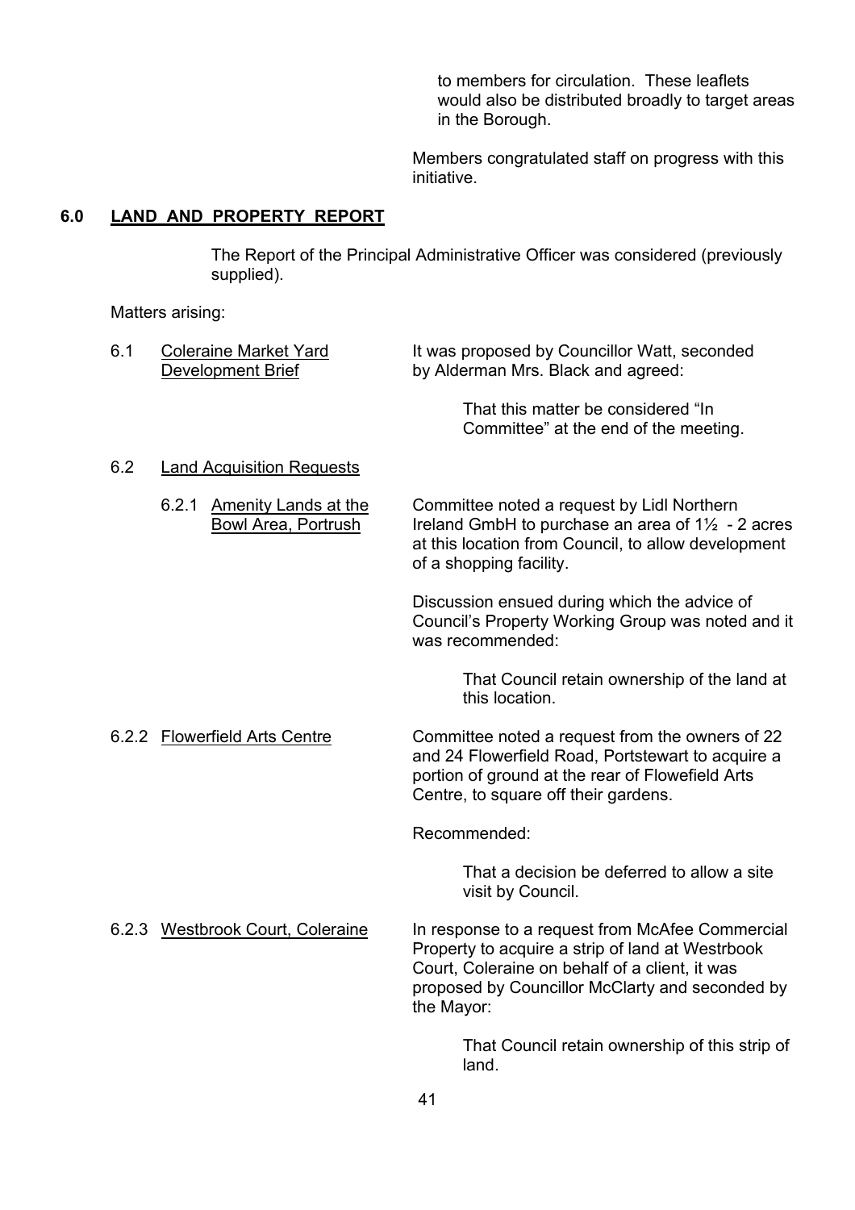to members for circulation. These leaflets would also be distributed broadly to target areas in the Borough.

Members congratulated staff on progress with this initiative.

## 6.0 LAND AND PROPERTY REPORT

The Report of the Principal Administrative Officer was considered (previously supplied).

Matters arising:

**6.1 Coleraine Market Yard Development Brief**

It was proposed by Councillor Watt, seconded by Alderman Mrs. Black and agreed:

> That this matter be considered "In Committee" at the end of the meeting.

**6.2 Land Acquisition Requests**

**6.2.1 Amenity Lands at the Bowl Area, Portrush**

Committee noted a request by Lidl Northern Ireland GmbH to purchase an area of 1½ - 2 acres at this location from Council, to allow development of a shopping facility.

Discussion ensued during which the advice of Council's Property Working Group was noted and it was recommended:

> That Council retain ownership of the land at this location.

**6.2.2 Flowerfield Arts Centre**

Committee noted a request from the owners of 22 and 24 Flowerfield Road, Portstewart to acquire a portion of ground at the rear of Flowefield Arts Centre, to square off their gardens.

Recommended:

> That a decision be deferred to allow a site visit by Council.

**6.2.3 Westbrook Court, Coleraine**

In response to a request from McAfee Commercial Property to acquire a strip of land at Westrbook Court, Coleraine on behalf of a client, it was proposed by Councillor McClarty and seconded by the Mayor:

> That Council retain ownership of this strip of land.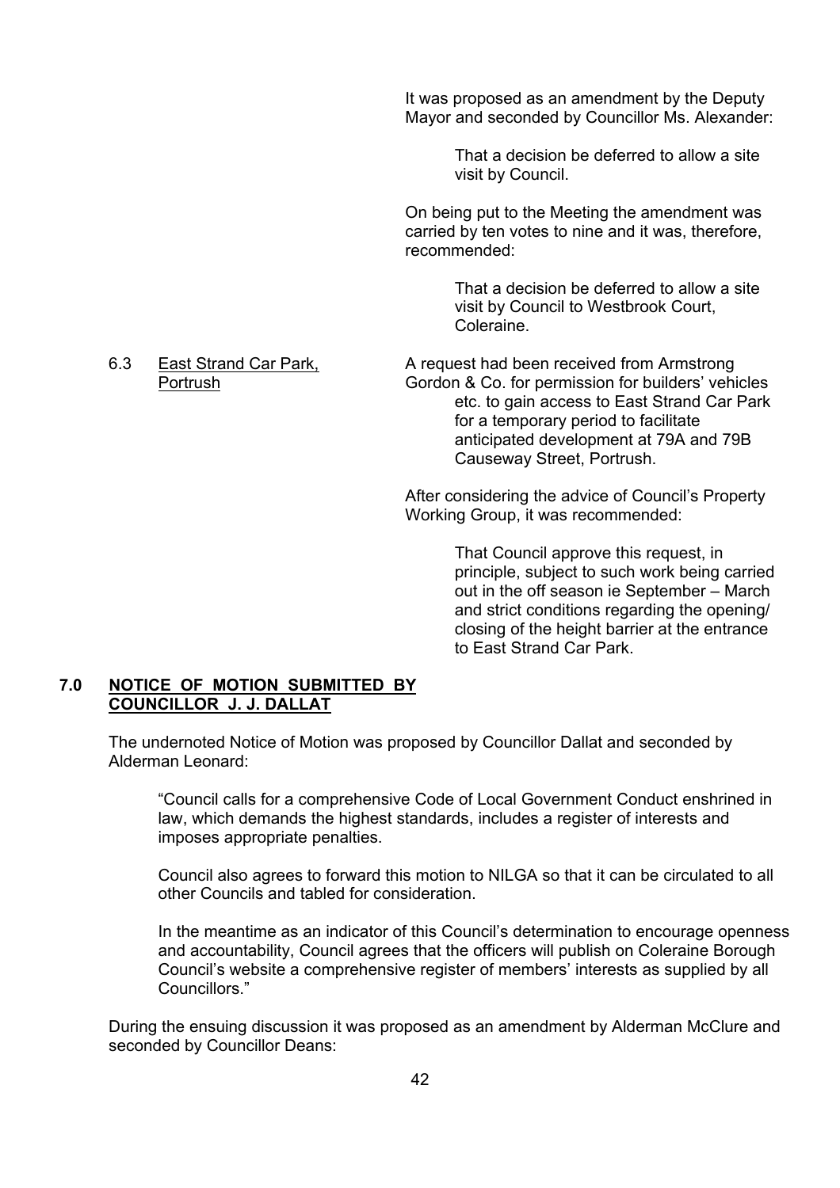It was proposed as an amendment by the Deputy Mayor and seconded by Councillor Ms. Alexander:

> That a decision be deferred to allow a site visit by Council.

On being put to the Meeting the amendment was carried by ten votes to nine and it was, therefore, recommended:

> That a decision be deferred to allow a site visit by Council to Westbrook Court, Coleraine.

6.3 East Strand Car Park, Portrush

A request had been received from Armstrong Gordon & Co. for permission for builders' vehicles etc. to gain access to East Strand Car Park for a temporary period to facilitate anticipated development at 79A and 79B Causeway Street, Portrush.

After considering the advice of Council's Property Working Group, it was recommended:

> That Council approve this request, in principle, subject to such work being carried out in the off season ie September – March and strict conditions regarding the opening/ closing of the height barrier at the entrance to East Strand Car Park.

## 7.0 NOTICE OF MOTION SUBMITTED BY COUNCILLOR J. J. DALLAT

The undernoted Notice of Motion was proposed by Councillor Dallat and seconded by Alderman Leonard:

> "Council calls for a comprehensive Code of Local Government Conduct enshrined in law, which demands the highest standards, includes a register of interests and imposes appropriate penalties.
>
> Council also agrees to forward this motion to NILGA so that it can be circulated to all other Councils and tabled for consideration.
>
> In the meantime as an indicator of this Council's determination to encourage openness and accountability, Council agrees that the officers will publish on Coleraine Borough Council's website a comprehensive register of members' interests as supplied by all Councillors."

During the ensuing discussion it was proposed as an amendment by Alderman McClure and seconded by Councillor Deans: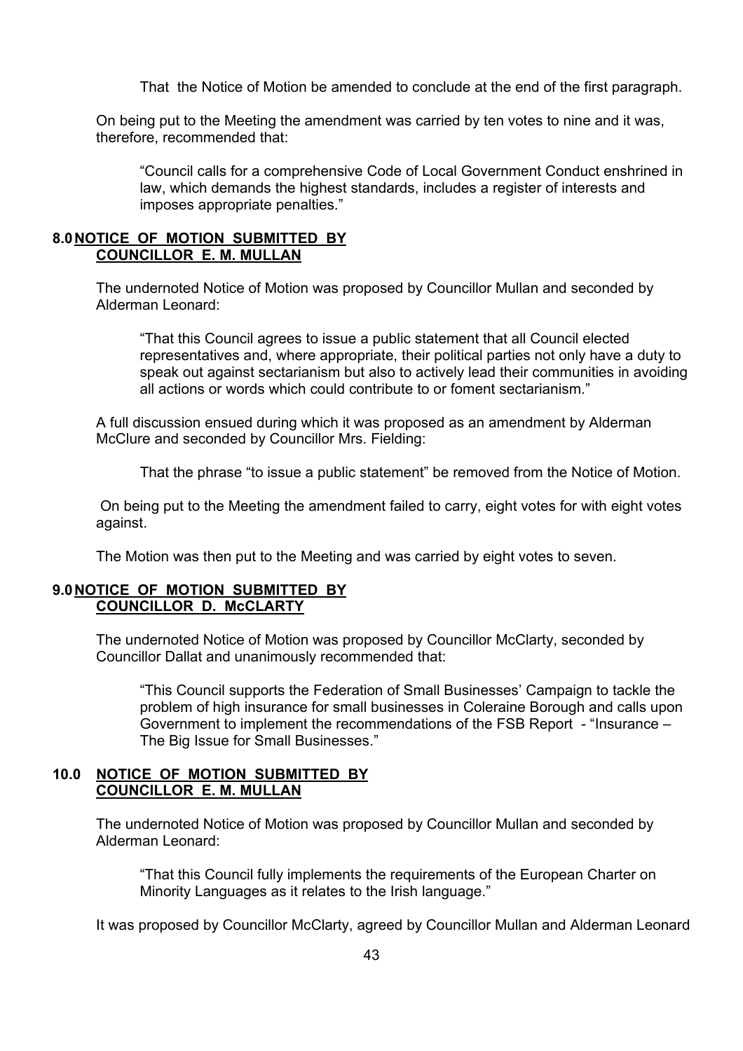That the Notice of Motion be amended to conclude at the end of the first paragraph.

On being put to the Meeting the amendment was carried by ten votes to nine and it was, therefore, recommended that:

> "Council calls for a comprehensive Code of Local Government Conduct enshrined in law, which demands the highest standards, includes a register of interests and imposes appropriate penalties."

## 8.0 <u>NOTICE OF MOTION SUBMITTED BY COUNCILLOR E. M. MULLAN</u>

The undernoted Notice of Motion was proposed by Councillor Mullan and seconded by Alderman Leonard:

> "That this Council agrees to issue a public statement that all Council elected representatives and, where appropriate, their political parties not only have a duty to speak out against sectarianism but also to actively lead their communities in avoiding all actions or words which could contribute to or foment sectarianism."

A full discussion ensued during which it was proposed as an amendment by Alderman McClure and seconded by Councillor Mrs. Fielding:

> That the phrase "to issue a public statement" be removed from the Notice of Motion.

On being put to the Meeting the amendment failed to carry, eight votes for with eight votes against.

The Motion was then put to the Meeting and was carried by eight votes to seven.

## 9.0 <u>NOTICE OF MOTION SUBMITTED BY COUNCILLOR D. McCLARTY</u>

The undernoted Notice of Motion was proposed by Councillor McClarty, seconded by Councillor Dallat and unanimously recommended that:

> "This Council supports the Federation of Small Businesses' Campaign to tackle the problem of high insurance for small businesses in Coleraine Borough and calls upon Government to implement the recommendations of the FSB Report - "Insurance – The Big Issue for Small Businesses."

## 10.0 <u>NOTICE OF MOTION SUBMITTED BY COUNCILLOR E. M. MULLAN</u>

The undernoted Notice of Motion was proposed by Councillor Mullan and seconded by Alderman Leonard:

> "That this Council fully implements the requirements of the European Charter on Minority Languages as it relates to the Irish language."

It was proposed by Councillor McClarty, agreed by Councillor Mullan and Alderman Leonard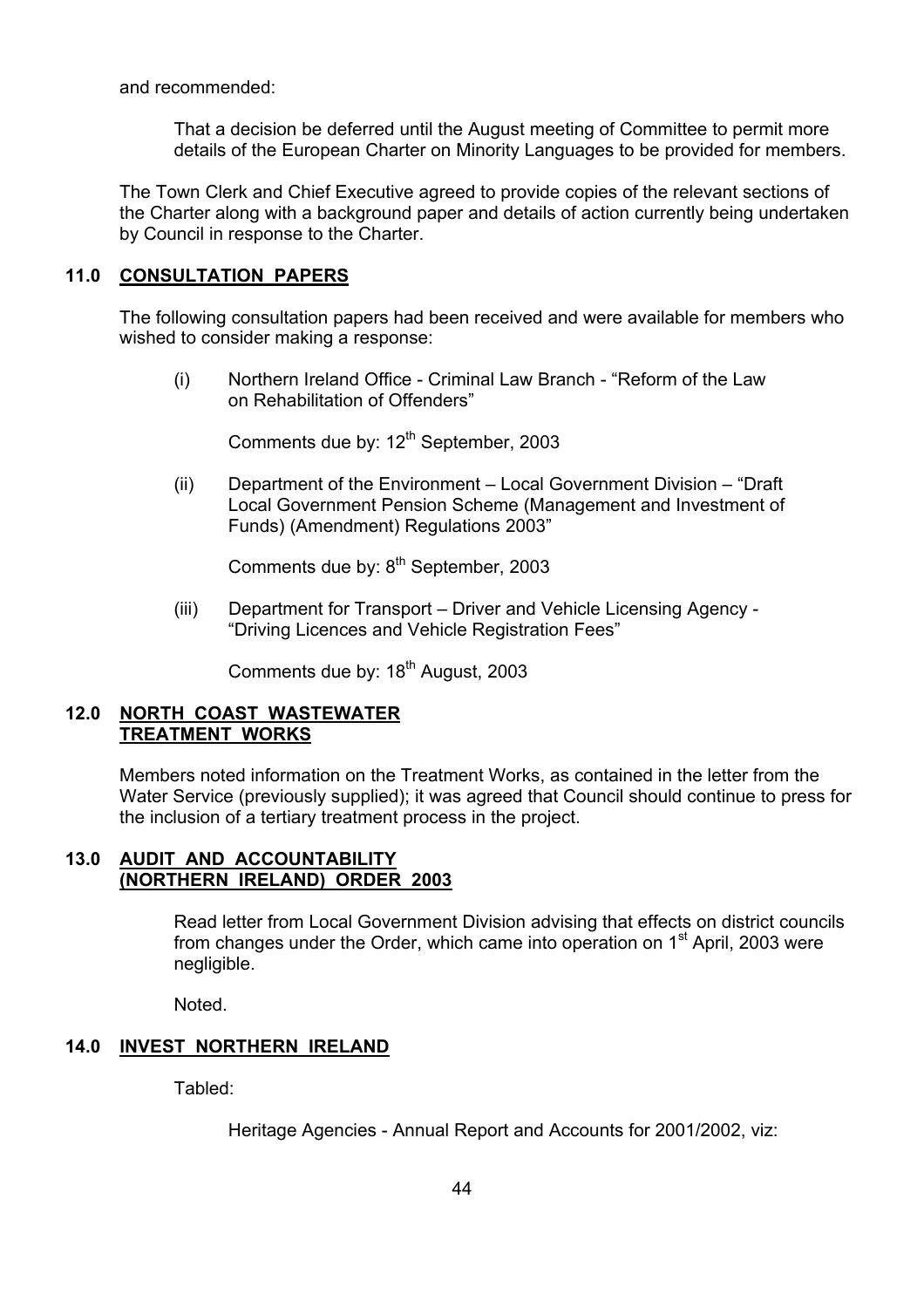and recommended:

> That a decision be deferred until the August meeting of Committee to permit more details of the European Charter on Minority Languages to be provided for members.

The Town Clerk and Chief Executive agreed to provide copies of the relevant sections of the Charter along with a background paper and details of action currently being undertaken by Council in response to the Charter.

## 11.0 CONSULTATION PAPERS

The following consultation papers had been received and were available for members who wished to consider making a response:

(i) Northern Ireland Office - Criminal Law Branch - "Reform of the Law on Rehabilitation of Offenders"

Comments due by: 12th September, 2003

(ii) Department of the Environment – Local Government Division – "Draft Local Government Pension Scheme (Management and Investment of Funds) (Amendment) Regulations 2003"

Comments due by: 8th September, 2003

(iii) Department for Transport – Driver and Vehicle Licensing Agency - "Driving Licences and Vehicle Registration Fees"

Comments due by: 18th August, 2003

## 12.0 NORTH COAST WASTEWATER TREATMENT WORKS

Members noted information on the Treatment Works, as contained in the letter from the Water Service (previously supplied); it was agreed that Council should continue to press for the inclusion of a tertiary treatment process in the project.

## 13.0 AUDIT AND ACCOUNTABILITY (NORTHERN IRELAND) ORDER 2003

Read letter from Local Government Division advising that effects on district councils from changes under the Order, which came into operation on 1st April, 2003 were negligible.

Noted.

## 14.0 INVEST NORTHERN IRELAND

Tabled:

Heritage Agencies - Annual Report and Accounts for 2001/2002, viz: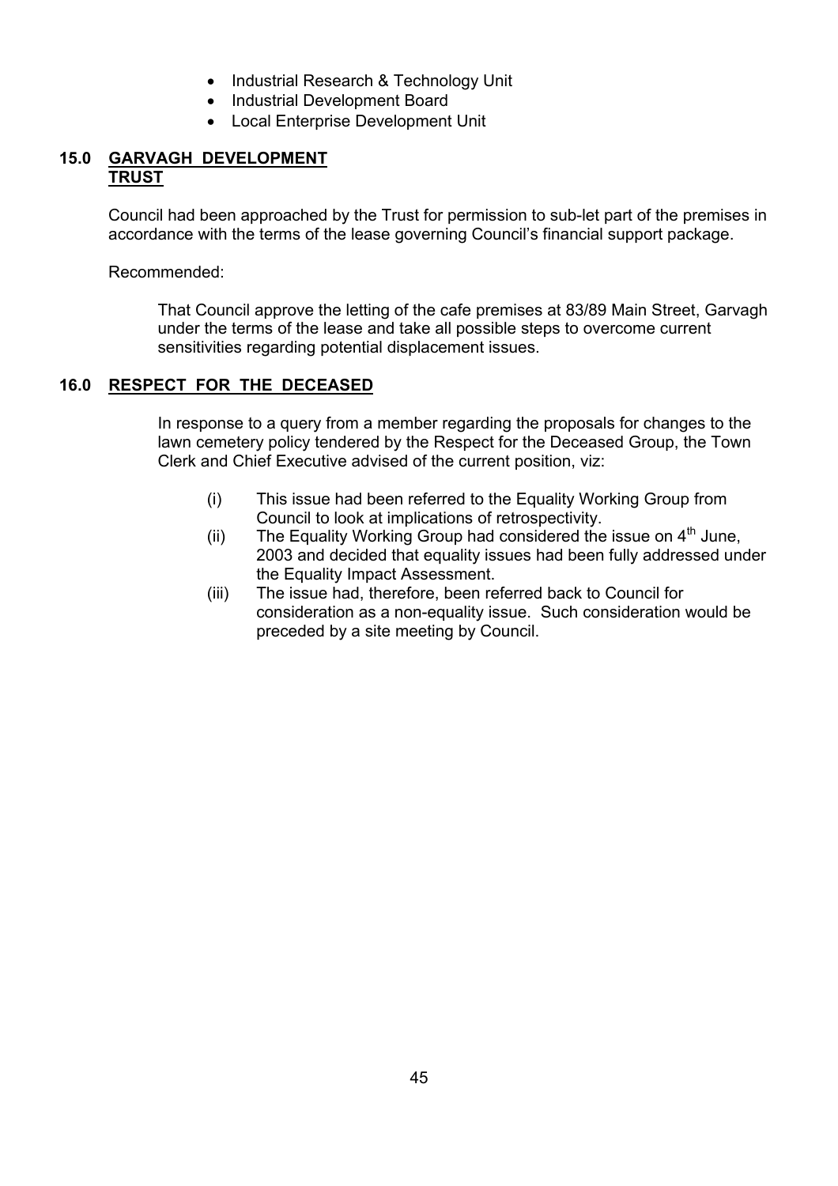- Industrial Research & Technology Unit
- Industrial Development Board
- Local Enterprise Development Unit

## 15.0 GARVAGH DEVELOPMENT TRUST

Council had been approached by the Trust for permission to sub-let part of the premises in accordance with the terms of the lease governing Council's financial support package.

Recommended:

> That Council approve the letting of the cafe premises at 83/89 Main Street, Garvagh under the terms of the lease and take all possible steps to overcome current sensitivities regarding potential displacement issues.

## 16.0 RESPECT FOR THE DECEASED

In response to a query from a member regarding the proposals for changes to the lawn cemetery policy tendered by the Respect for the Deceased Group, the Town Clerk and Chief Executive advised of the current position, viz:

(i) This issue had been referred to the Equality Working Group from Council to look at implications of retrospectivity.

(ii) The Equality Working Group had considered the issue on 4th June, 2003 and decided that equality issues had been fully addressed under the Equality Impact Assessment.

(iii) The issue had, therefore, been referred back to Council for consideration as a non-equality issue. Such consideration would be preceded by a site meeting by Council.